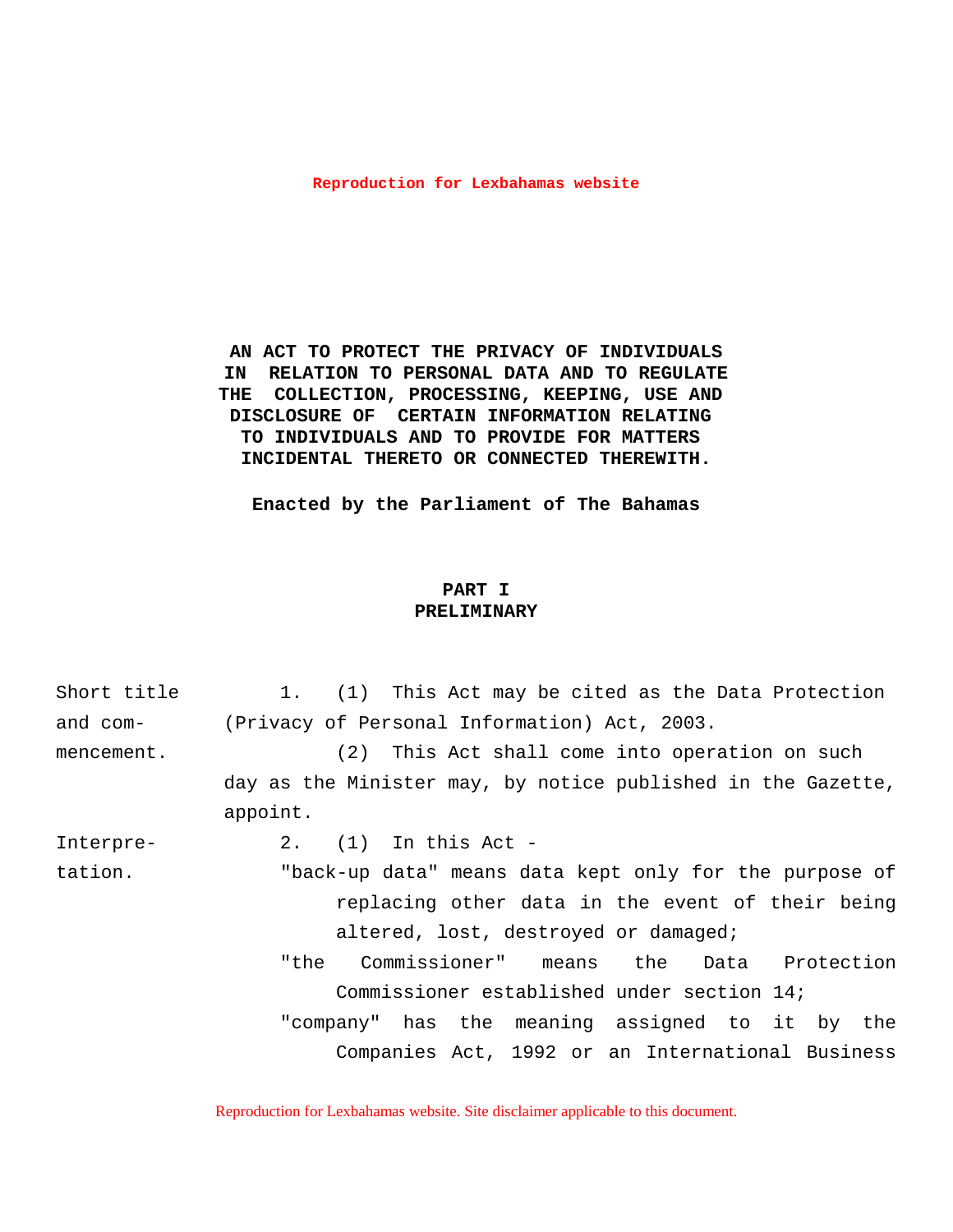**AN ACT TO PROTECT THE PRIVACY OF INDIVIDUALS IN RELATION TO PERSONAL DATA AND TO REGULATE THE COLLECTION, PROCESSING, KEEPING, USE AND DISCLOSURE OF CERTAIN INFORMATION RELATING TO INDIVIDUALS AND TO PROVIDE FOR MATTERS INCIDENTAL THERETO OR CONNECTED THEREWITH.**

**Enacted by the Parliament of The Bahamas**

## PART I
## PRELIMINARY

*Short title and commencement.*

1. (1) This Act may be cited as the Data Protection (Privacy of Personal Information) Act, 2003.

(2) This Act shall come into operation on such day as the Minister may, by notice published in the Gazette, appoint.

*Interpretation.*

2. (1) In this Act -

"back-up data" means data kept only for the purpose of replacing other data in the event of their being altered, lost, destroyed or damaged;

"the Commissioner" means the Data Protection Commissioner established under section 14;

"company" has the meaning assigned to it by the Companies Act, 1992 or an International Business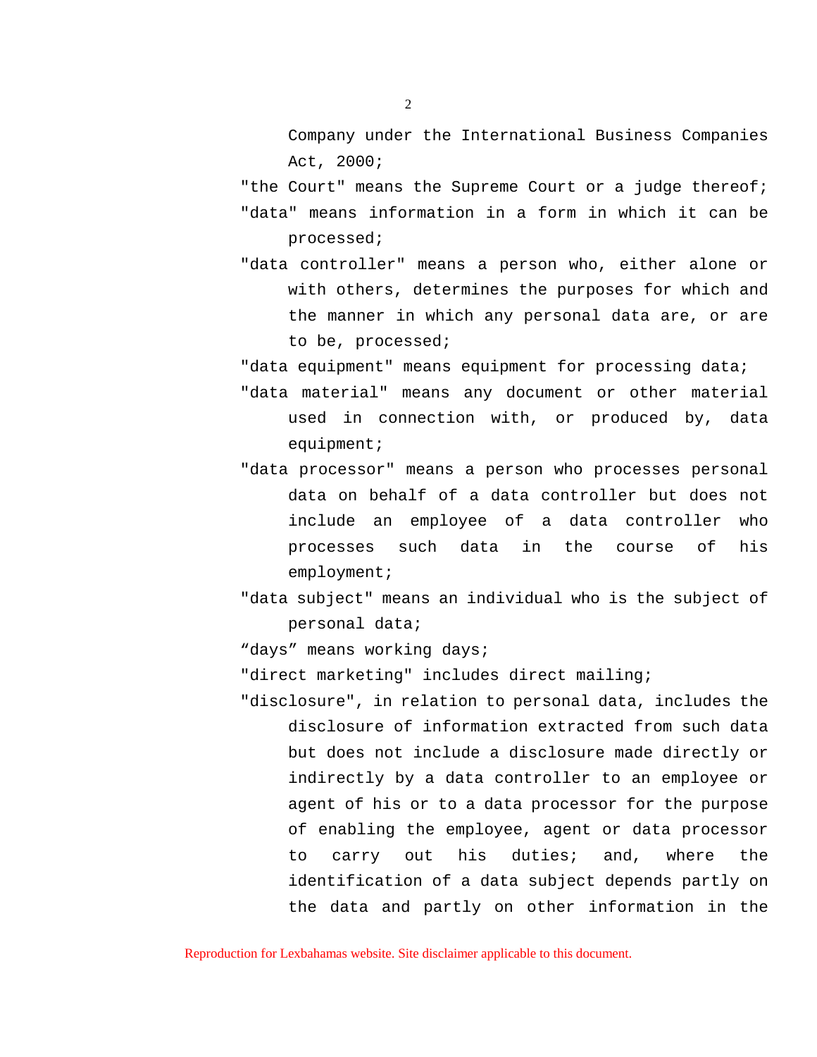Company under the International Business Companies Act, 2000;

"the Court" means the Supreme Court or a judge thereof;

"data" means information in a form in which it can be processed;

"data controller" means a person who, either alone or with others, determines the purposes for which and the manner in which any personal data are, or are to be, processed;

"data equipment" means equipment for processing data;

"data material" means any document or other material used in connection with, or produced by, data equipment;

"data processor" means a person who processes personal data on behalf of a data controller but does not include an employee of a data controller who processes such data in the course of his employment;

"data subject" means an individual who is the subject of personal data;

"days" means working days;

"direct marketing" includes direct mailing;

"disclosure", in relation to personal data, includes the disclosure of information extracted from such data but does not include a disclosure made directly or indirectly by a data controller to an employee or agent of his or to a data processor for the purpose of enabling the employee, agent or data processor to carry out his duties; and, where the identification of a data subject depends partly on the data and partly on other information in the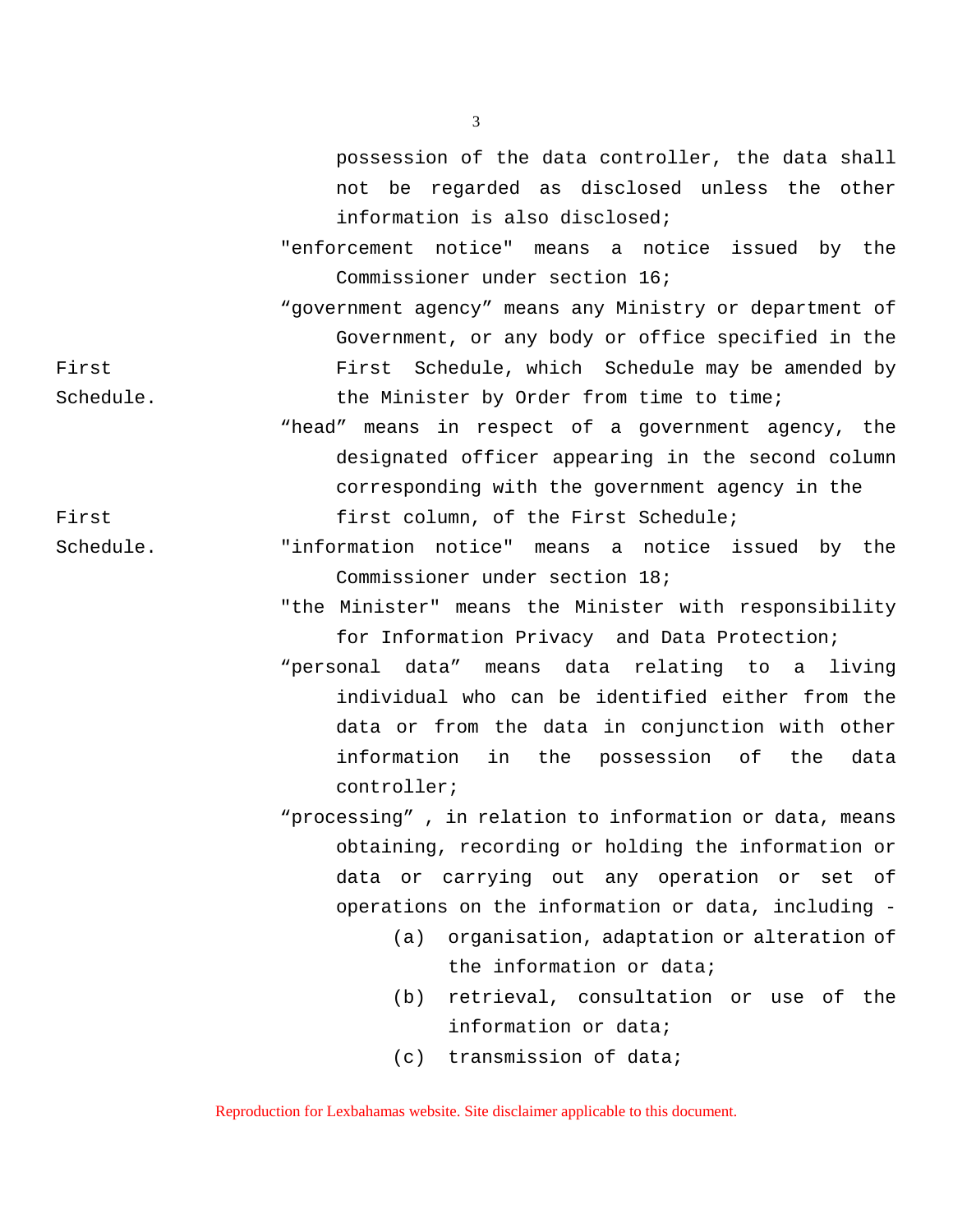possession of the data controller, the data shall not be regarded as disclosed unless the other information is also disclosed;

"enforcement notice" means a notice issued by the Commissioner under section 16;

"government agency" means any Ministry or department of Government, or any body or office specified in the First Schedule, which Schedule may be amended by the Minister by Order from time to time;

First Schedule.

"head" means in respect of a government agency, the designated officer appearing in the second column corresponding with the government agency in the first column, of the First Schedule;

First Schedule.

"information notice" means a notice issued by the Commissioner under section 18;

"the Minister" means the Minister with responsibility for Information Privacy and Data Protection;

"personal data" means data relating to a living individual who can be identified either from the data or from the data in conjunction with other information in the possession of the data controller;

"processing" , in relation to information or data, means obtaining, recording or holding the information or data or carrying out any operation or set of operations on the information or data, including -

(a) organisation, adaptation or alteration of the information or data;

(b) retrieval, consultation or use of the information or data;

(c) transmission of data;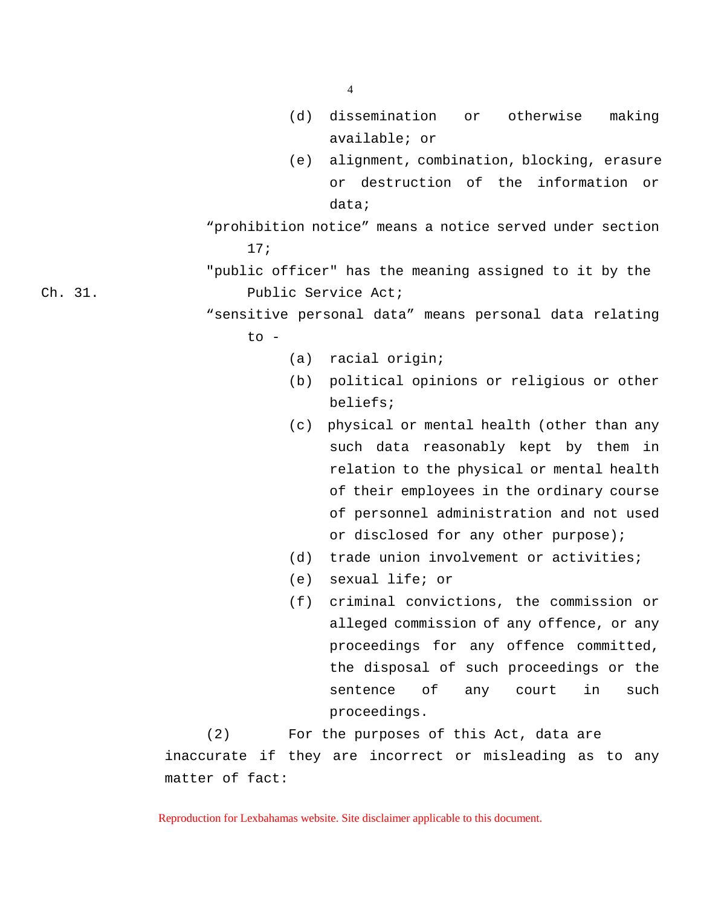(d) dissemination or otherwise making available; or

(e) alignment, combination, blocking, erasure or destruction of the information or data;

"prohibition notice" means a notice served under section 17;

"public officer" has the meaning assigned to it by the Public Service Act;

Ch. 31.

"sensitive personal data" means personal data relating to -

(a) racial origin;

(b) political opinions or religious or other beliefs;

(c) physical or mental health (other than any such data reasonably kept by them in relation to the physical or mental health of their employees in the ordinary course of personnel administration and not used or disclosed for any other purpose);

(d) trade union involvement or activities;

(e) sexual life; or

(f) criminal convictions, the commission or alleged commission of any offence, or any proceedings for any offence committed, the disposal of such proceedings or the sentence of any court in such proceedings.

(2) For the purposes of this Act, data are inaccurate if they are incorrect or misleading as to any matter of fact: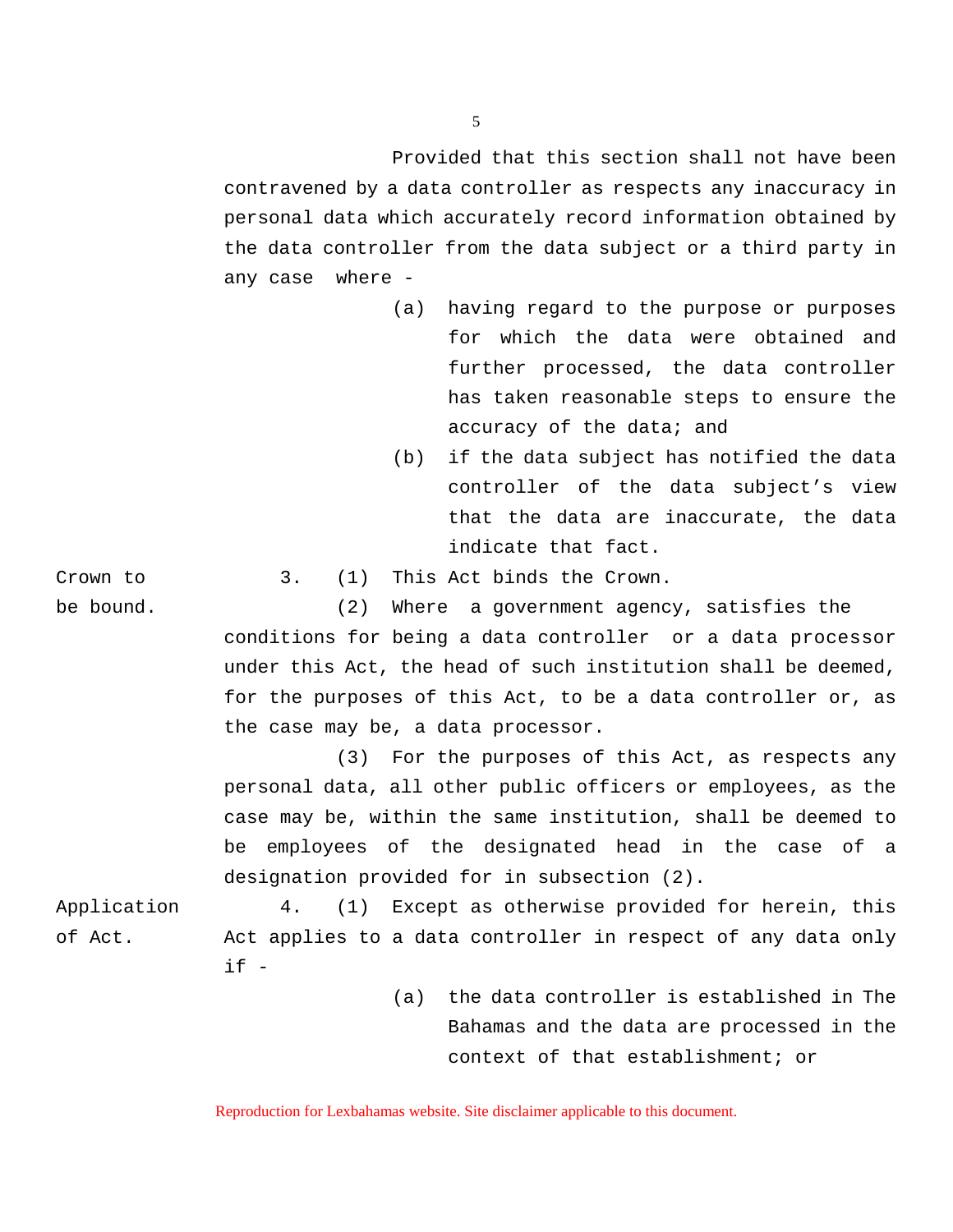Provided that this section shall not have been contravened by a data controller as respects any inaccuracy in personal data which accurately record information obtained by the data controller from the data subject or a third party in any case where -

(a) having regard to the purpose or purposes for which the data were obtained and further processed, the data controller has taken reasonable steps to ensure the accuracy of the data; and

(b) if the data subject has notified the data controller of the data subject's view that the data are inaccurate, the data indicate that fact.

*Crown to be bound.*

3. (1) This Act binds the Crown.

(2) Where a government agency, satisfies the conditions for being a data controller or a data processor under this Act, the head of such institution shall be deemed, for the purposes of this Act, to be a data controller or, as the case may be, a data processor.

(3) For the purposes of this Act, as respects any personal data, all other public officers or employees, as the case may be, within the same institution, shall be deemed to be employees of the designated head in the case of a designation provided for in subsection (2).

*Application of Act.*

4. (1) Except as otherwise provided for herein, this Act applies to a data controller in respect of any data only if -

(a) the data controller is established in The Bahamas and the data are processed in the context of that establishment; or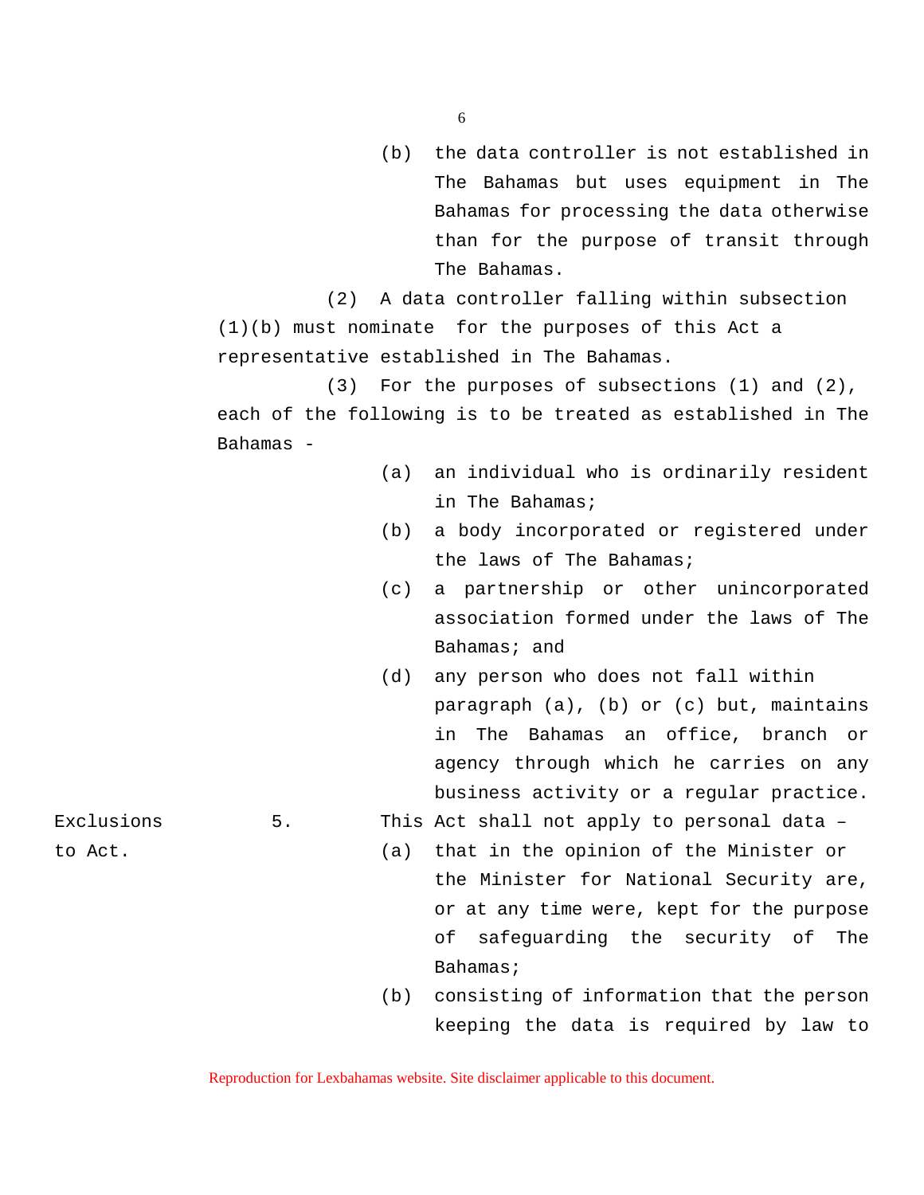(b) the data controller is not established in The Bahamas but uses equipment in The Bahamas for processing the data otherwise than for the purpose of transit through The Bahamas.

(2) A data controller falling within subsection (1)(b) must nominate for the purposes of this Act a representative established in The Bahamas.

(3) For the purposes of subsections (1) and (2), each of the following is to be treated as established in The Bahamas -

(a) an individual who is ordinarily resident in The Bahamas;

(b) a body incorporated or registered under the laws of The Bahamas;

(c) a partnership or other unincorporated association formed under the laws of The Bahamas; and

(d) any person who does not fall within paragraph (a), (b) or (c) but, maintains in The Bahamas an office, branch or agency through which he carries on any business activity or a regular practice.

**Exclusions to Act.**

5. This Act shall not apply to personal data –

(a) that in the opinion of the Minister or the Minister for National Security are, or at any time were, kept for the purpose of safeguarding the security of The Bahamas;

(b) consisting of information that the person keeping the data is required by law to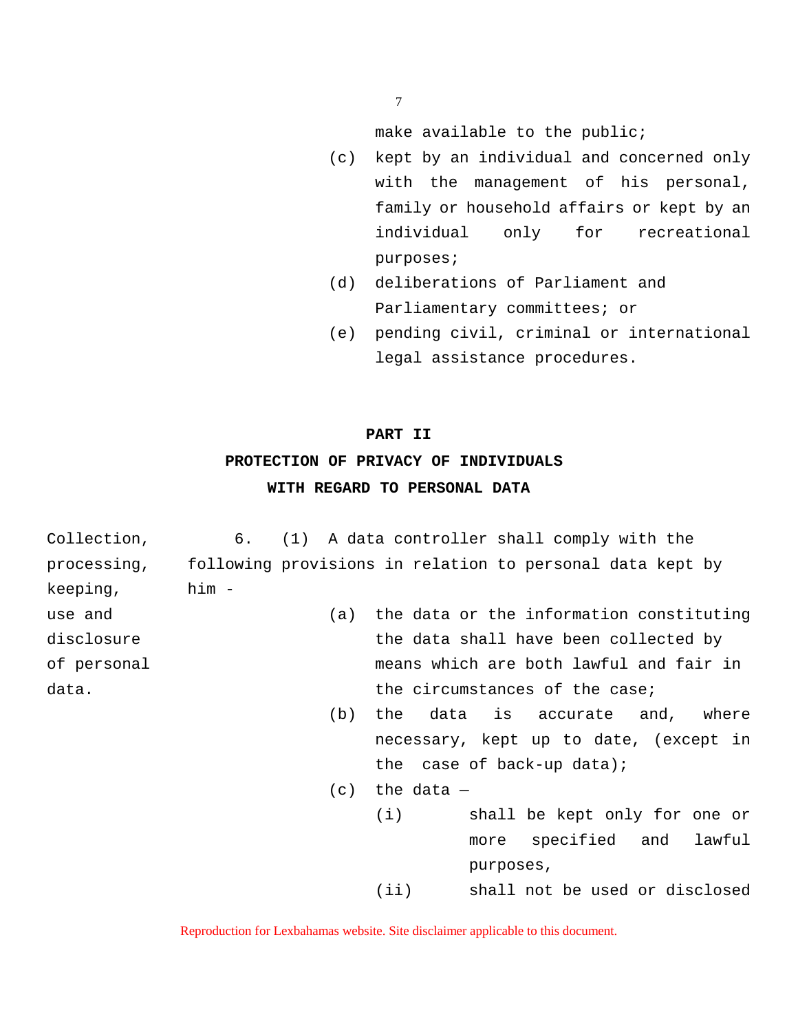make available to the public;

(c) kept by an individual and concerned only with the management of his personal, family or household affairs or kept by an individual only for recreational purposes;

(d) deliberations of Parliament and Parliamentary committees; or

(e) pending civil, criminal or international legal assistance procedures.

## PART II

## PROTECTION OF PRIVACY OF INDIVIDUALS WITH REGARD TO PERSONAL DATA

*Collection, processing, keeping, use and disclosure of personal data.*

6. (1) A data controller shall comply with the following provisions in relation to personal data kept by him -

(a) the data or the information constituting the data shall have been collected by means which are both lawful and fair in the circumstances of the case;

(b) the data is accurate and, where necessary, kept up to date, (except in the case of back-up data);

(c) the data —

(i) shall be kept only for one or more specified and lawful purposes,

(ii) shall not be used or disclosed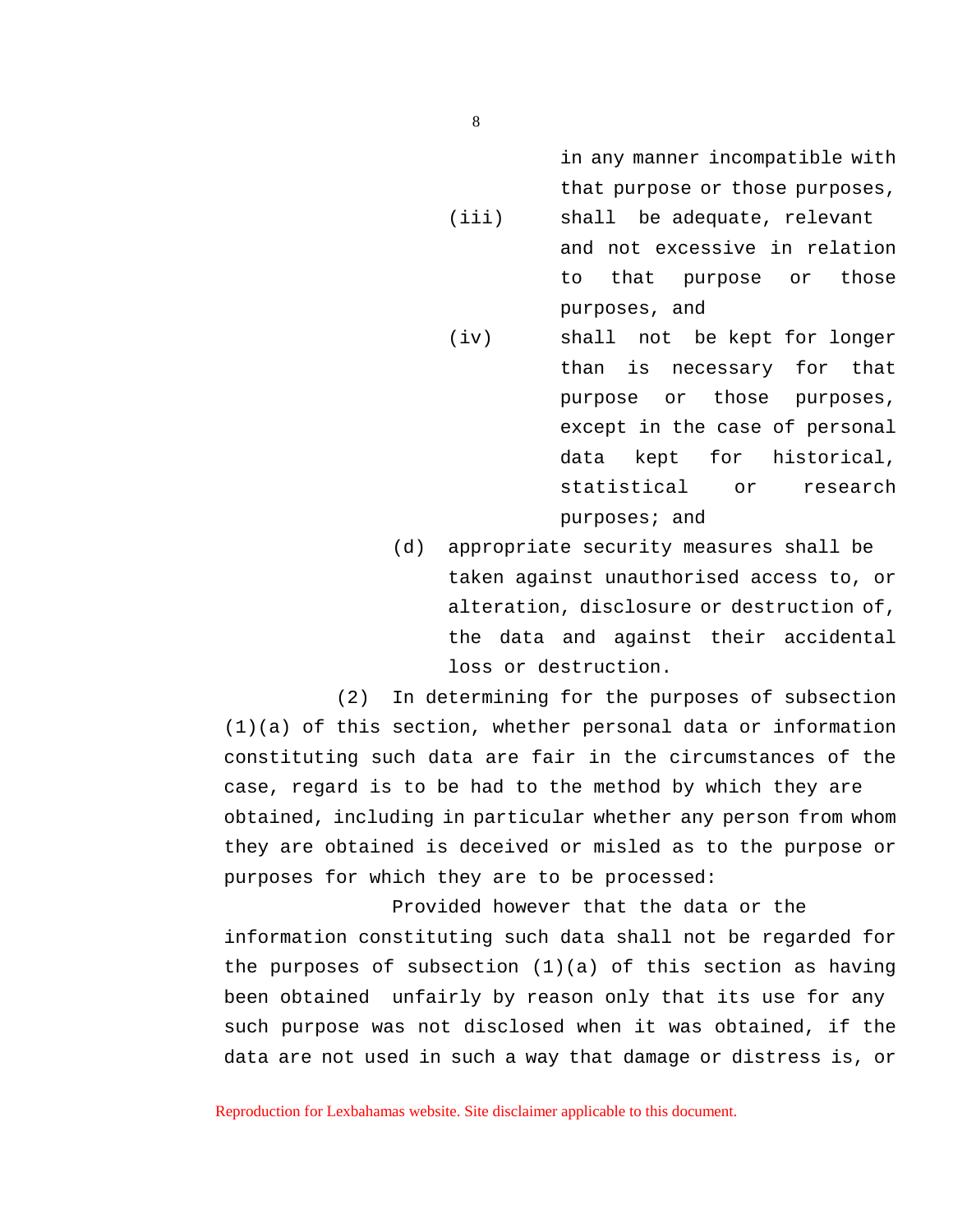in any manner incompatible with that purpose or those purposes,

(iii) shall be adequate, relevant and not excessive in relation to that purpose or those purposes, and

(iv) shall not be kept for longer than is necessary for that purpose or those purposes, except in the case of personal data kept for historical, statistical or research purposes; and

(d) appropriate security measures shall be taken against unauthorised access to, or alteration, disclosure or destruction of, the data and against their accidental loss or destruction.

(2) In determining for the purposes of subsection (1)(a) of this section, whether personal data or information constituting such data are fair in the circumstances of the case, regard is to be had to the method by which they are obtained, including in particular whether any person from whom they are obtained is deceived or misled as to the purpose or purposes for which they are to be processed:

Provided however that the data or the information constituting such data shall not be regarded for the purposes of subsection (1)(a) of this section as having been obtained unfairly by reason only that its use for any such purpose was not disclosed when it was obtained, if the data are not used in such a way that damage or distress is, or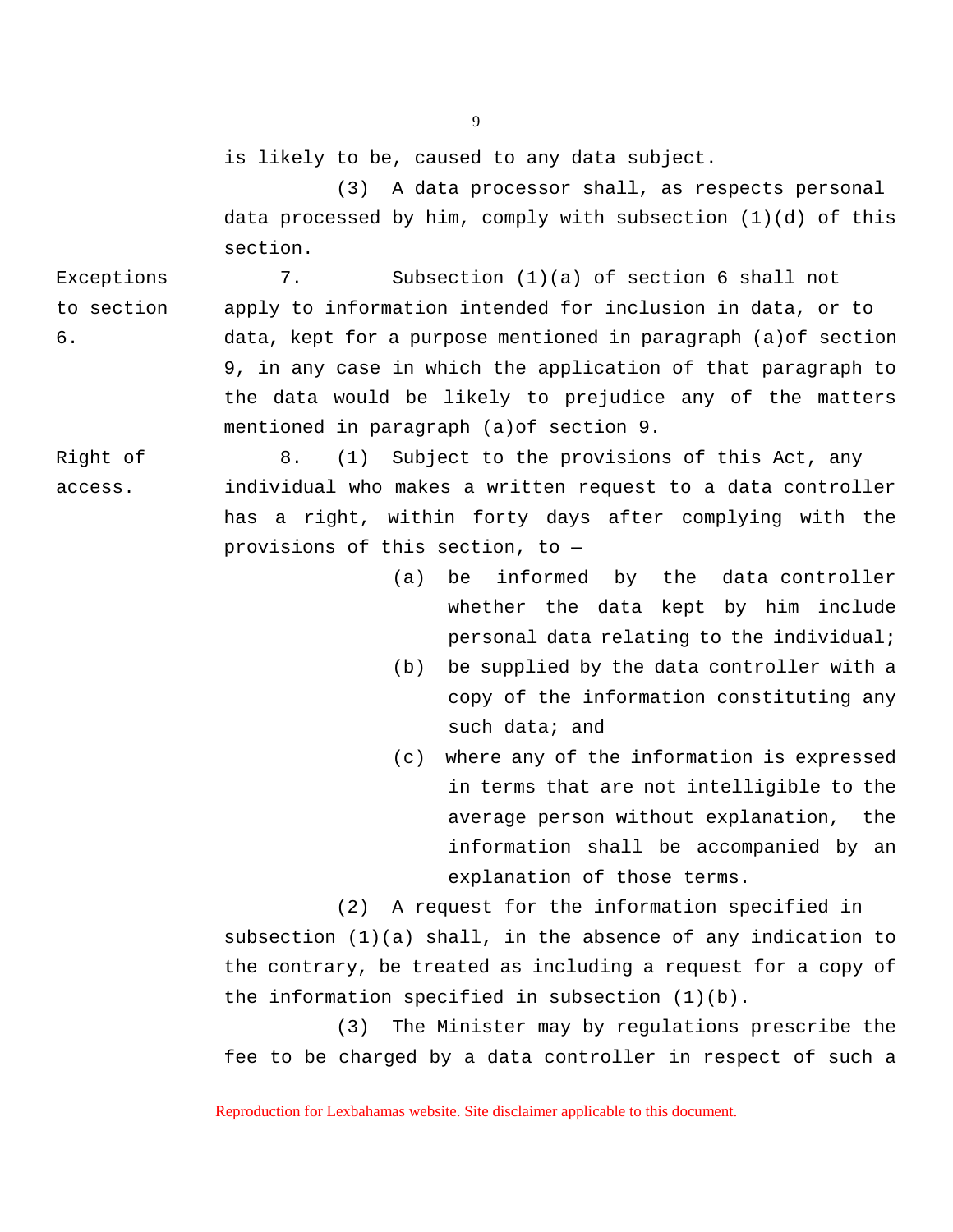is likely to be, caused to any data subject.

(3) A data processor shall, as respects personal data processed by him, comply with subsection (1)(d) of this section.

**Exceptions to section 6.**

7. Subsection (1)(a) of section 6 shall not apply to information intended for inclusion in data, or to data, kept for a purpose mentioned in paragraph (a)of section 9, in any case in which the application of that paragraph to the data would be likely to prejudice any of the matters mentioned in paragraph (a)of section 9.

**Right of access.**

8. (1) Subject to the provisions of this Act, any individual who makes a written request to a data controller has a right, within forty days after complying with the provisions of this section, to —

(a) be informed by the data controller whether the data kept by him include personal data relating to the individual;

(b) be supplied by the data controller with a copy of the information constituting any such data; and

(c) where any of the information is expressed in terms that are not intelligible to the average person without explanation, the information shall be accompanied by an explanation of those terms.

(2) A request for the information specified in subsection (1)(a) shall, in the absence of any indication to the contrary, be treated as including a request for a copy of the information specified in subsection (1)(b).

(3) The Minister may by regulations prescribe the fee to be charged by a data controller in respect of such a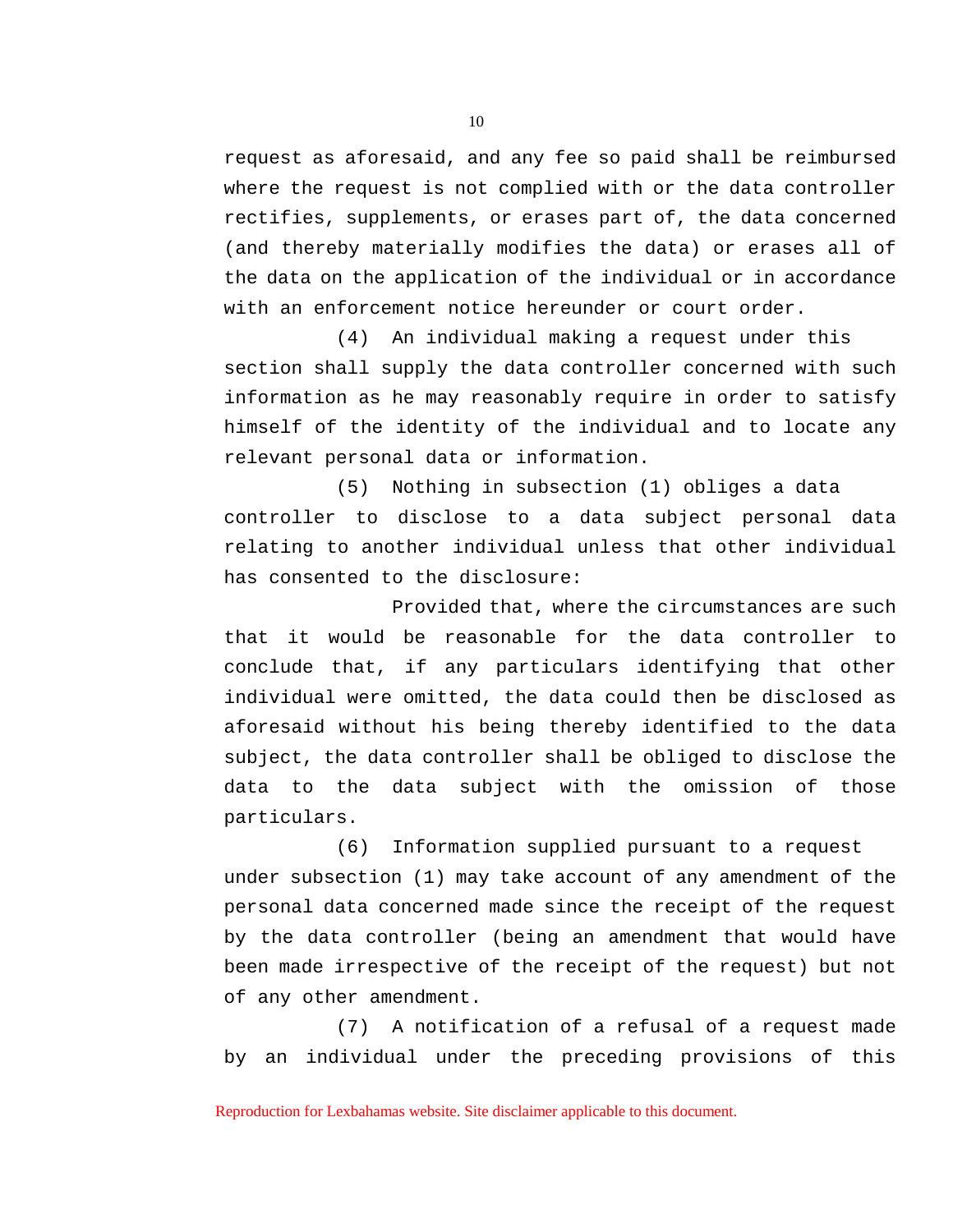request as aforesaid, and any fee so paid shall be reimbursed where the request is not complied with or the data controller rectifies, supplements, or erases part of, the data concerned (and thereby materially modifies the data) or erases all of the data on the application of the individual or in accordance with an enforcement notice hereunder or court order.

(4) An individual making a request under this section shall supply the data controller concerned with such information as he may reasonably require in order to satisfy himself of the identity of the individual and to locate any relevant personal data or information.

(5) Nothing in subsection (1) obliges a data controller to disclose to a data subject personal data relating to another individual unless that other individual has consented to the disclosure:

Provided that, where the circumstances are such that it would be reasonable for the data controller to conclude that, if any particulars identifying that other individual were omitted, the data could then be disclosed as aforesaid without his being thereby identified to the data subject, the data controller shall be obliged to disclose the data to the data subject with the omission of those particulars.

(6) Information supplied pursuant to a request under subsection (1) may take account of any amendment of the personal data concerned made since the receipt of the request by the data controller (being an amendment that would have been made irrespective of the receipt of the request) but not of any other amendment.

(7) A notification of a refusal of a request made by an individual under the preceding provisions of this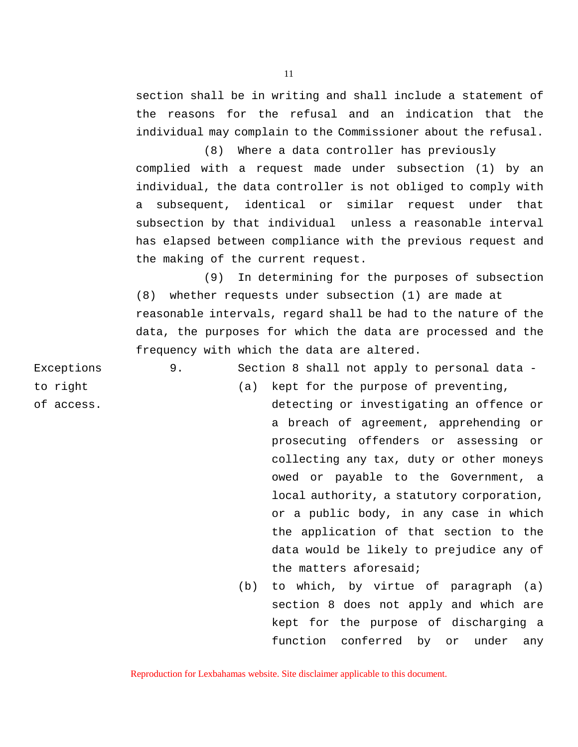section shall be in writing and shall include a statement of the reasons for the refusal and an indication that the individual may complain to the Commissioner about the refusal.

(8) Where a data controller has previously complied with a request made under subsection (1) by an individual, the data controller is not obliged to comply with a subsequent, identical or similar request under that subsection by that individual unless a reasonable interval has elapsed between compliance with the previous request and the making of the current request.

(9) In determining for the purposes of subsection (8) whether requests under subsection (1) are made at reasonable intervals, regard shall be had to the nature of the data, the purposes for which the data are processed and the frequency with which the data are altered.

**Exceptions to right of access.**

9. Section 8 shall not apply to personal data -

(a) kept for the purpose of preventing, detecting or investigating an offence or a breach of agreement, apprehending or prosecuting offenders or assessing or collecting any tax, duty or other moneys owed or payable to the Government, a local authority, a statutory corporation, or a public body, in any case in which the application of that section to the data would be likely to prejudice any of the matters aforesaid;

(b) to which, by virtue of paragraph (a) section 8 does not apply and which are kept for the purpose of discharging a function conferred by or under any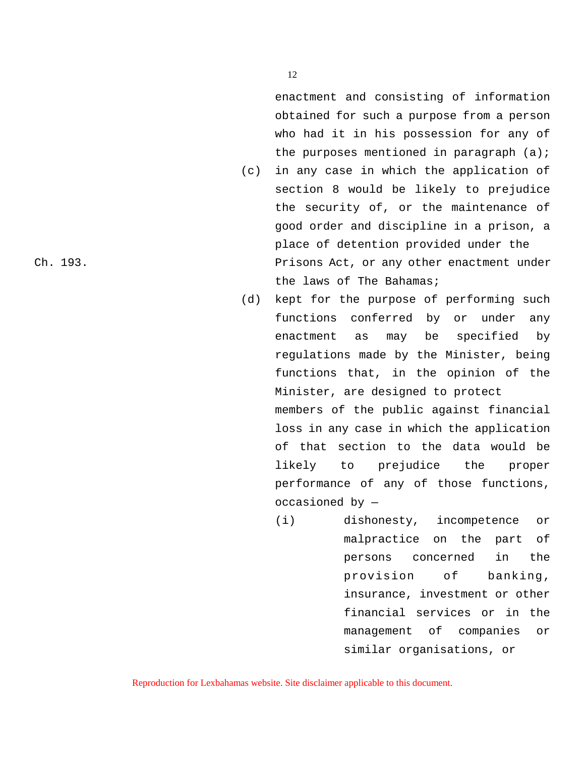enactment and consisting of information obtained for such a purpose from a person who had it in his possession for any of the purposes mentioned in paragraph (a);

(c) in any case in which the application of section 8 would be likely to prejudice the security of, or the maintenance of good order and discipline in a prison, a place of detention provided under the Prisons Act, or any other enactment under the laws of The Bahamas;

Ch. 193.

(d) kept for the purpose of performing such functions conferred by or under any enactment as may be specified by regulations made by the Minister, being functions that, in the opinion of the Minister, are designed to protect members of the public against financial loss in any case in which the application of that section to the data would be likely to prejudice the proper performance of any of those functions, occasioned by —

(i) dishonesty, incompetence or malpractice on the part of persons concerned in the provision of banking, insurance, investment or other financial services or in the management of companies or similar organisations, or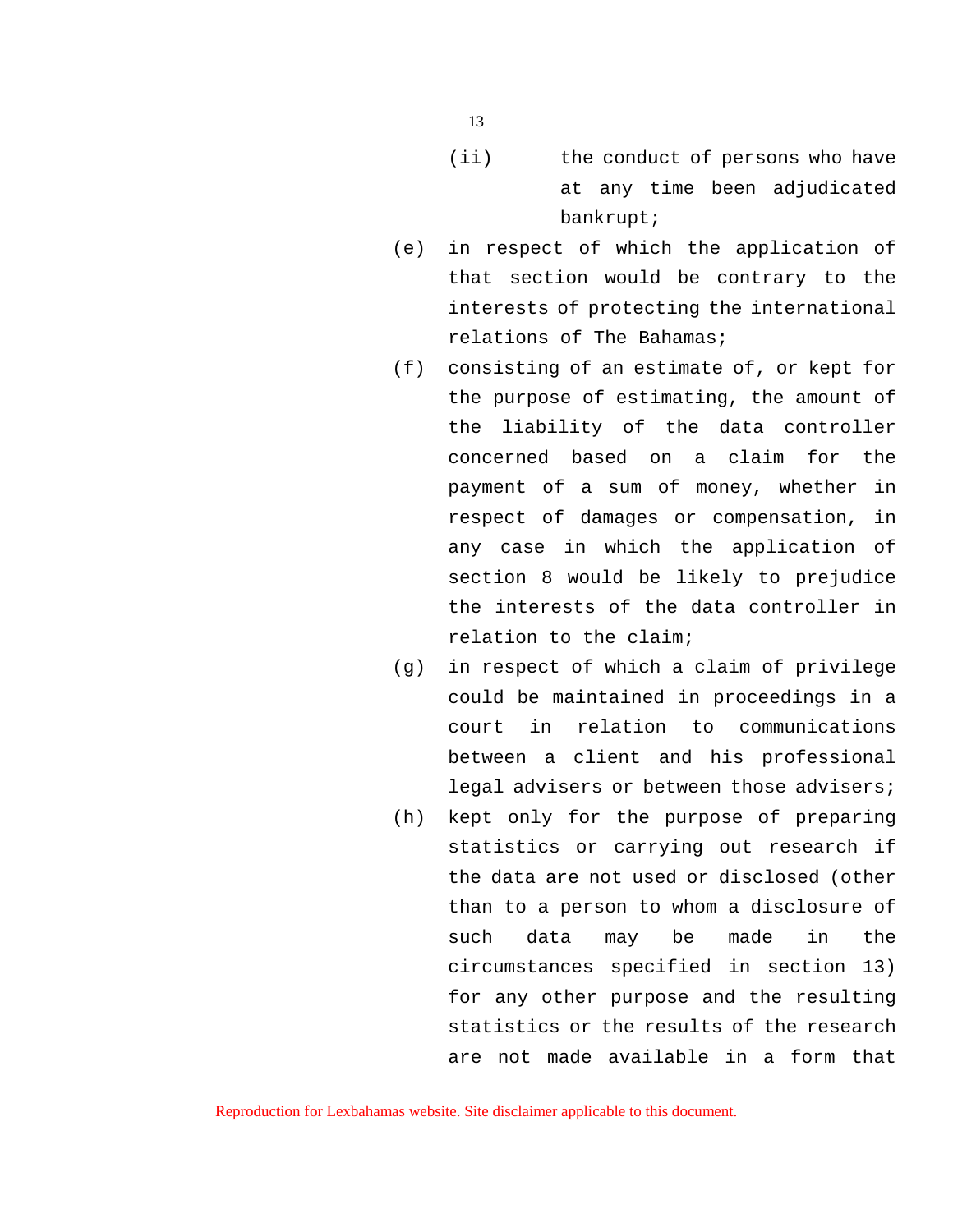(ii) the conduct of persons who have at any time been adjudicated bankrupt;

(e) in respect of which the application of that section would be contrary to the interests of protecting the international relations of The Bahamas;

(f) consisting of an estimate of, or kept for the purpose of estimating, the amount of the liability of the data controller concerned based on a claim for the payment of a sum of money, whether in respect of damages or compensation, in any case in which the application of section 8 would be likely to prejudice the interests of the data controller in relation to the claim;

(g) in respect of which a claim of privilege could be maintained in proceedings in a court in relation to communications between a client and his professional legal advisers or between those advisers;

(h) kept only for the purpose of preparing statistics or carrying out research if the data are not used or disclosed (other than to a person to whom a disclosure of such data may be made in the circumstances specified in section 13) for any other purpose and the resulting statistics or the results of the research are not made available in a form that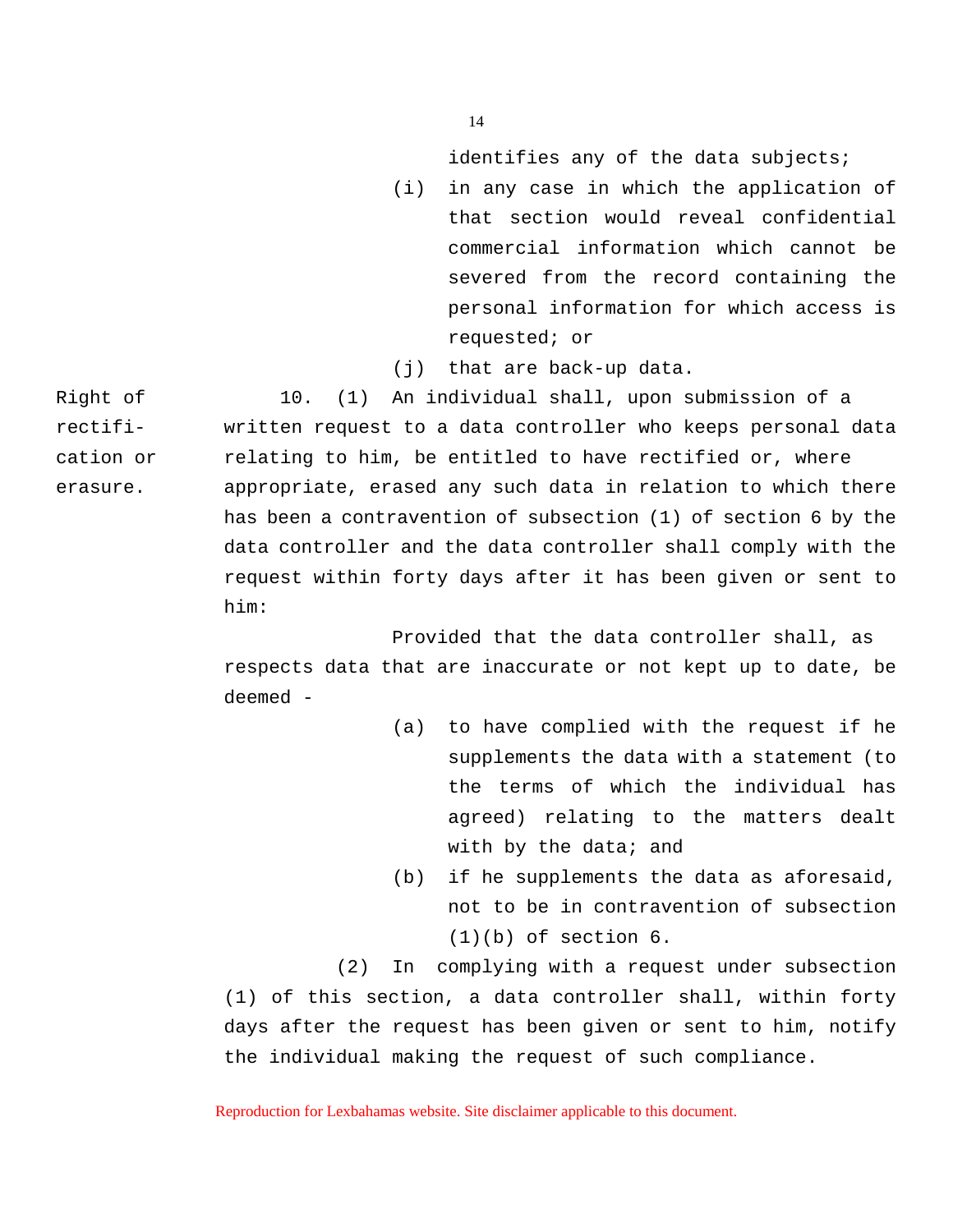identifies any of the data subjects;

(i) in any case in which the application of that section would reveal confidential commercial information which cannot be severed from the record containing the personal information for which access is requested; or

(j) that are back-up data.

**Right of rectification or erasure.**

10. (1) An individual shall, upon submission of a written request to a data controller who keeps personal data relating to him, be entitled to have rectified or, where appropriate, erased any such data in relation to which there has been a contravention of subsection (1) of section 6 by the data controller and the data controller shall comply with the request within forty days after it has been given or sent to him:

Provided that the data controller shall, as respects data that are inaccurate or not kept up to date, be deemed -

(a) to have complied with the request if he supplements the data with a statement (to the terms of which the individual has agreed) relating to the matters dealt with by the data; and

(b) if he supplements the data as aforesaid, not to be in contravention of subsection (1)(b) of section 6.

(2) In complying with a request under subsection (1) of this section, a data controller shall, within forty days after the request has been given or sent to him, notify the individual making the request of such compliance.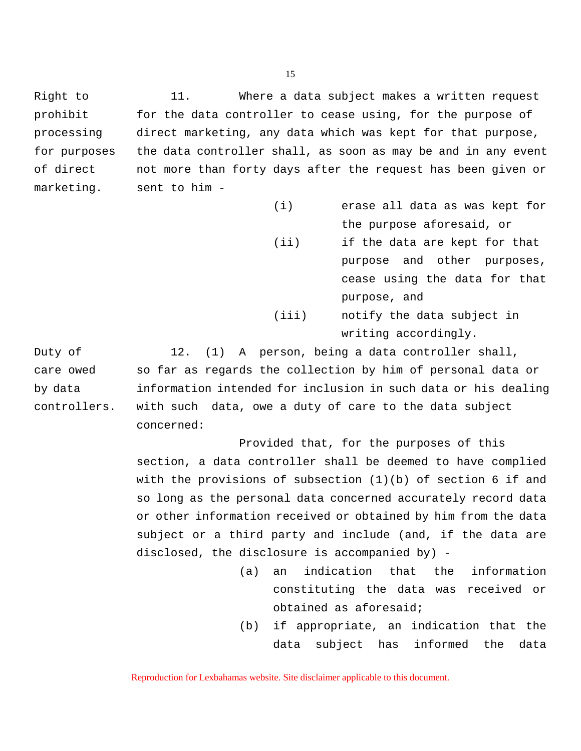**Right to prohibit processing for purposes of direct marketing.**

11. Where a data subject makes a written request for the data controller to cease using, for the purpose of direct marketing, any data which was kept for that purpose, the data controller shall, as soon as may be and in any event not more than forty days after the request has been given or sent to him -

(i) erase all data as was kept for the purpose aforesaid, or

(ii) if the data are kept for that purpose and other purposes, cease using the data for that purpose, and

(iii) notify the data subject in writing accordingly.

**Duty of care owed by data controllers.**

12. (1) A person, being a data controller shall, so far as regards the collection by him of personal data or information intended for inclusion in such data or his dealing with such data, owe a duty of care to the data subject concerned:

Provided that, for the purposes of this section, a data controller shall be deemed to have complied with the provisions of subsection (1)(b) of section 6 if and so long as the personal data concerned accurately record data or other information received or obtained by him from the data subject or a third party and include (and, if the data are disclosed, the disclosure is accompanied by) -

(a) an indication that the information constituting the data was received or obtained as aforesaid;

(b) if appropriate, an indication that the data subject has informed the data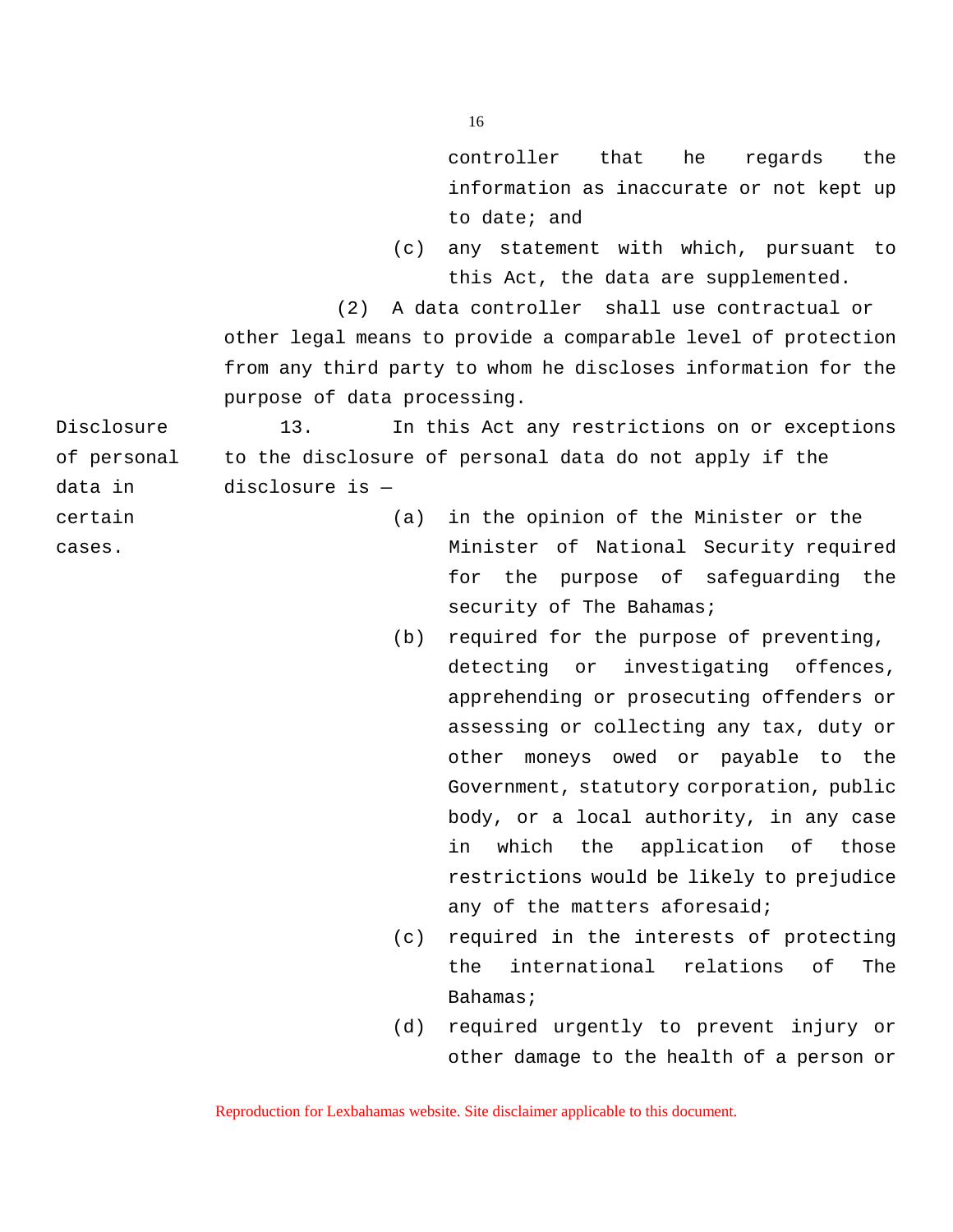controller that he regards the information as inaccurate or not kept up to date; and

(c) any statement with which, pursuant to this Act, the data are supplemented.

(2) A data controller shall use contractual or other legal means to provide a comparable level of protection from any third party to whom he discloses information for the purpose of data processing.

**Disclosure of personal data in certain cases.**

13. In this Act any restrictions on or exceptions to the disclosure of personal data do not apply if the disclosure is —

(a) in the opinion of the Minister or the Minister of National Security required for the purpose of safeguarding the security of The Bahamas;

(b) required for the purpose of preventing, detecting or investigating offences, apprehending or prosecuting offenders or assessing or collecting any tax, duty or other moneys owed or payable to the Government, statutory corporation, public body, or a local authority, in any case in which the application of those restrictions would be likely to prejudice any of the matters aforesaid;

(c) required in the interests of protecting the international relations of The Bahamas;

(d) required urgently to prevent injury or other damage to the health of a person or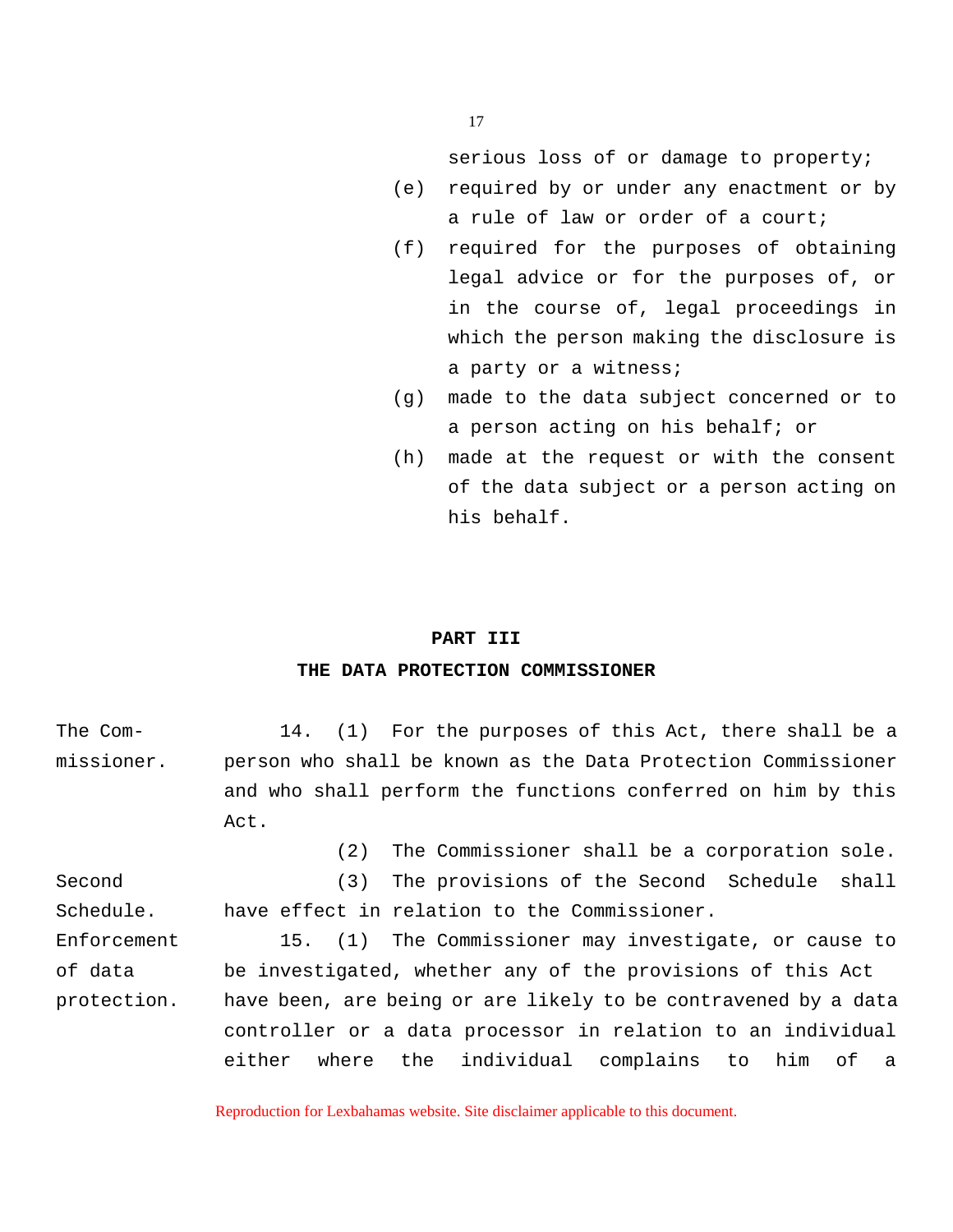serious loss of or damage to property;

(e) required by or under any enactment or by a rule of law or order of a court;

(f) required for the purposes of obtaining legal advice or for the purposes of, or in the course of, legal proceedings in which the person making the disclosure is a party or a witness;

(g) made to the data subject concerned or to a person acting on his behalf; or

(h) made at the request or with the consent of the data subject or a person acting on his behalf.

## PART III

## THE DATA PROTECTION COMMISSIONER

*The Commissioner.*

**14.** (1) For the purposes of this Act, there shall be a person who shall be known as the Data Protection Commissioner and who shall perform the functions conferred on him by this Act.

(2) The Commissioner shall be a corporation sole.

*Second Schedule.*

(3) The provisions of the Second Schedule shall have effect in relation to the Commissioner.

*Enforcement of data protection.*

**15.** (1) The Commissioner may investigate, or cause to be investigated, whether any of the provisions of this Act have been, are being or are likely to be contravened by a data controller or a data processor in relation to an individual either where the individual complains to him of a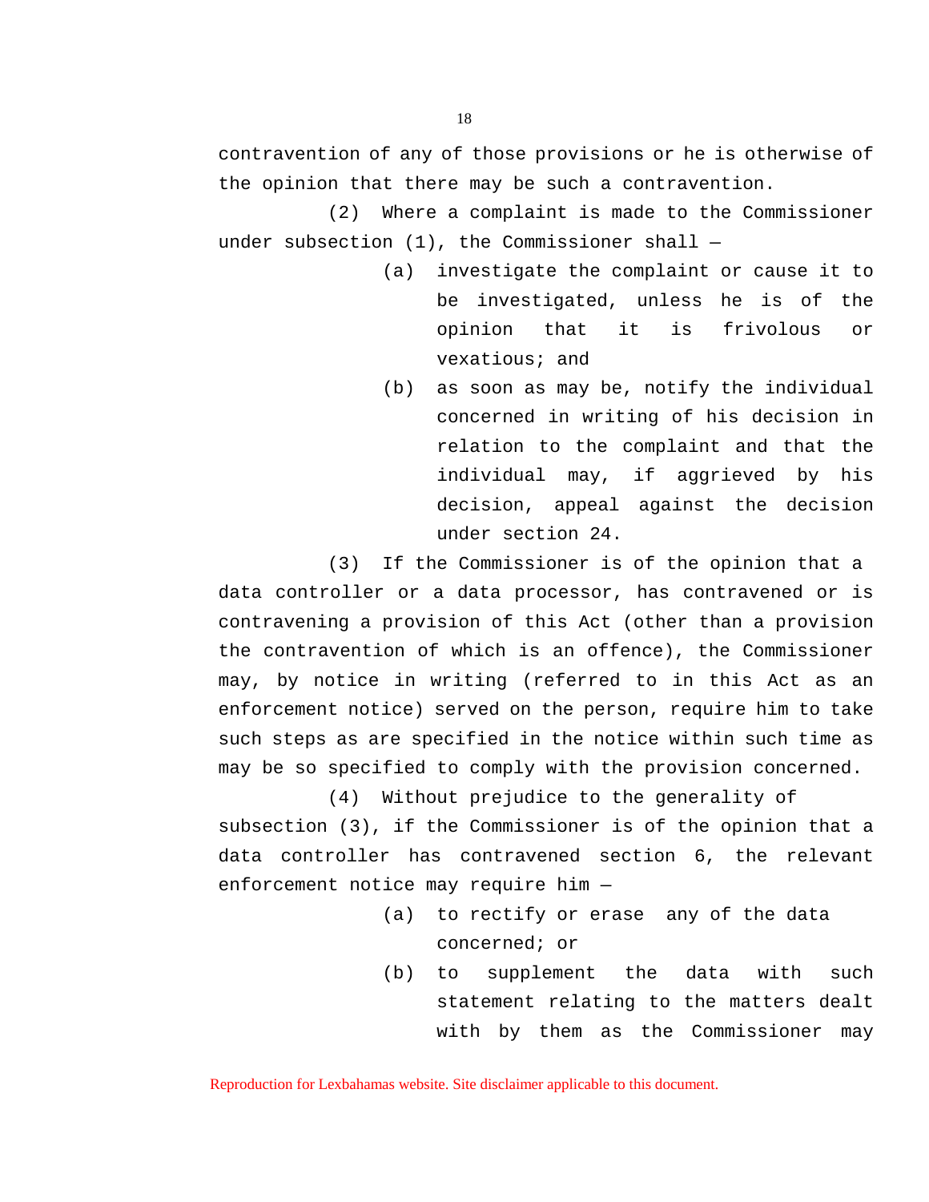contravention of any of those provisions or he is otherwise of the opinion that there may be such a contravention.

(2) Where a complaint is made to the Commissioner under subsection (1), the Commissioner shall —

(a) investigate the complaint or cause it to be investigated, unless he is of the opinion that it is frivolous or vexatious; and

(b) as soon as may be, notify the individual concerned in writing of his decision in relation to the complaint and that the individual may, if aggrieved by his decision, appeal against the decision under section 24.

(3) If the Commissioner is of the opinion that a data controller or a data processor, has contravened or is contravening a provision of this Act (other than a provision the contravention of which is an offence), the Commissioner may, by notice in writing (referred to in this Act as an enforcement notice) served on the person, require him to take such steps as are specified in the notice within such time as may be so specified to comply with the provision concerned.

(4) Without prejudice to the generality of subsection (3), if the Commissioner is of the opinion that a data controller has contravened section 6, the relevant enforcement notice may require him —

(a) to rectify or erase any of the data concerned; or

(b) to supplement the data with such statement relating to the matters dealt with by them as the Commissioner may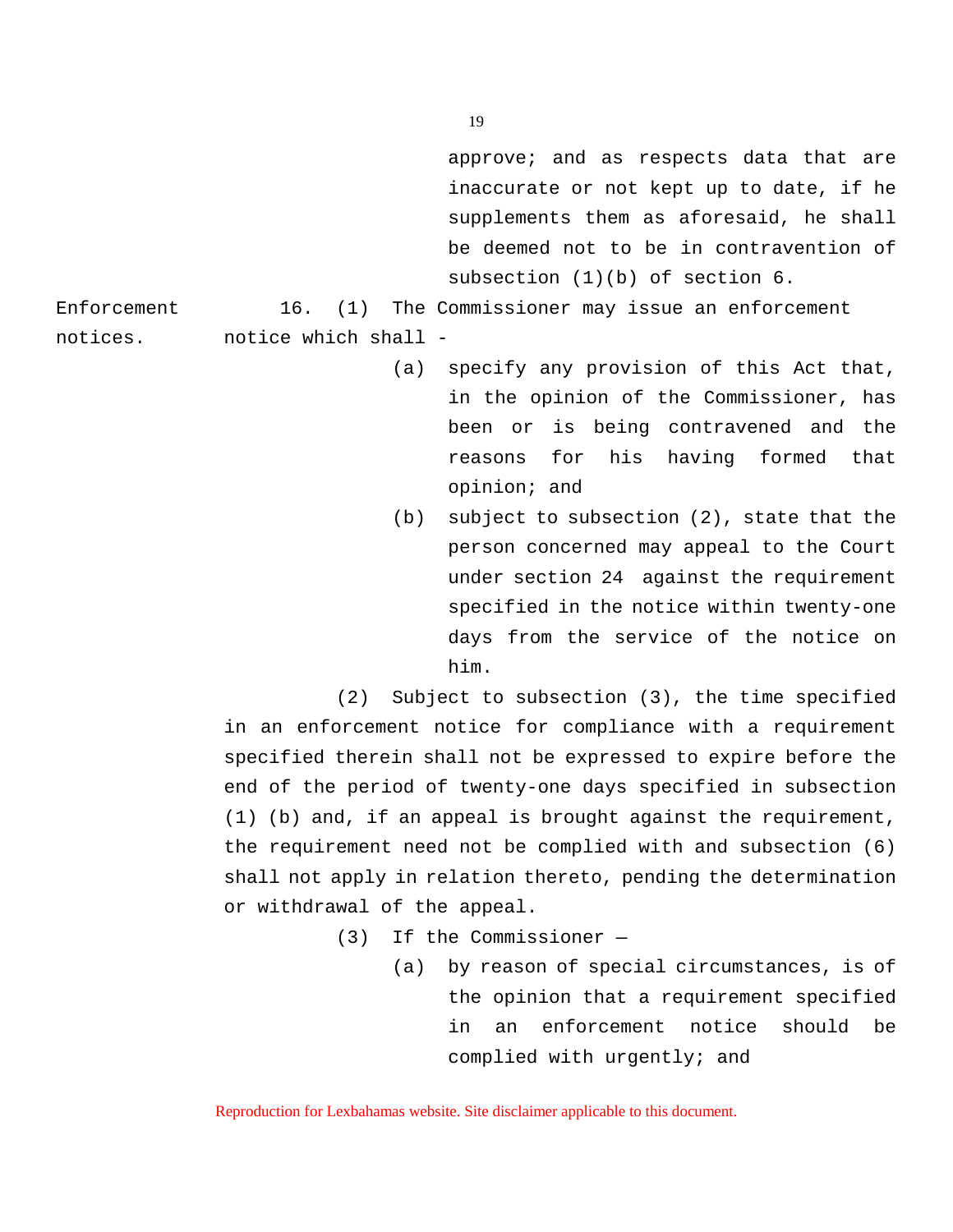approve; and as respects data that are inaccurate or not kept up to date, if he supplements them as aforesaid, he shall be deemed not to be in contravention of subsection (1)(b) of section 6.

Enforcement notices.

16. (1) The Commissioner may issue an enforcement notice which shall -

(a) specify any provision of this Act that, in the opinion of the Commissioner, has been or is being contravened and the reasons for his having formed that opinion; and

(b) subject to subsection (2), state that the person concerned may appeal to the Court under section 24 against the requirement specified in the notice within twenty-one days from the service of the notice on him.

(2) Subject to subsection (3), the time specified in an enforcement notice for compliance with a requirement specified therein shall not be expressed to expire before the end of the period of twenty-one days specified in subsection (1) (b) and, if an appeal is brought against the requirement, the requirement need not be complied with and subsection (6) shall not apply in relation thereto, pending the determination or withdrawal of the appeal.

(3) If the Commissioner —

(a) by reason of special circumstances, is of the opinion that a requirement specified in an enforcement notice should be complied with urgently; and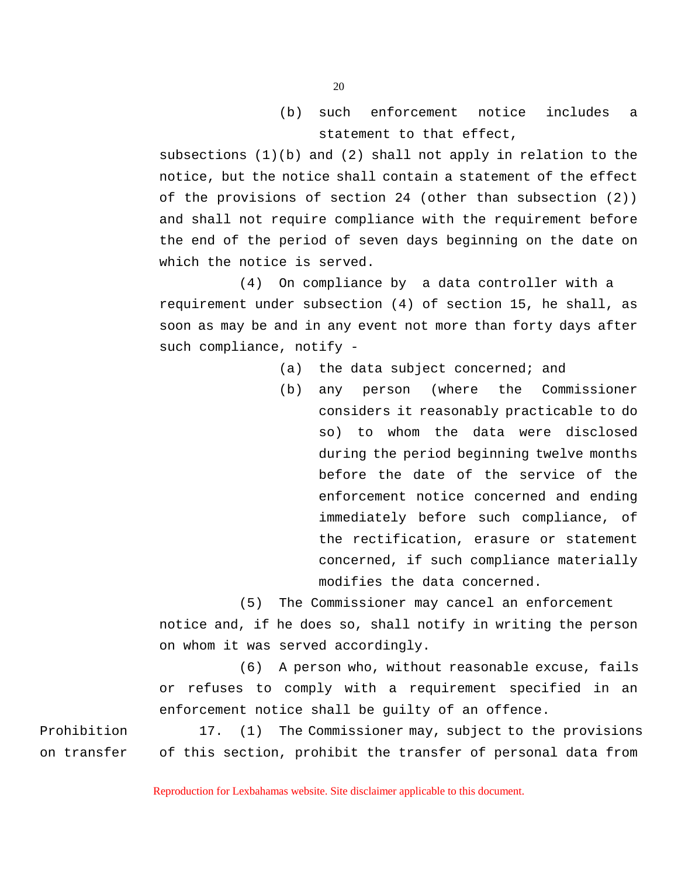(b) such enforcement notice includes a statement to that effect,

subsections (1)(b) and (2) shall not apply in relation to the notice, but the notice shall contain a statement of the effect of the provisions of section 24 (other than subsection (2)) and shall not require compliance with the requirement before the end of the period of seven days beginning on the date on which the notice is served.

(4) On compliance by a data controller with a requirement under subsection (4) of section 15, he shall, as soon as may be and in any event not more than forty days after such compliance, notify -

(a) the data subject concerned; and

(b) any person (where the Commissioner considers it reasonably practicable to do so) to whom the data were disclosed during the period beginning twelve months before the date of the service of the enforcement notice concerned and ending immediately before such compliance, of the rectification, erasure or statement concerned, if such compliance materially modifies the data concerned.

(5) The Commissioner may cancel an enforcement notice and, if he does so, shall notify in writing the person on whom it was served accordingly.

(6) A person who, without reasonable excuse, fails or refuses to comply with a requirement specified in an enforcement notice shall be guilty of an offence.

Prohibition on transfer

17. (1) The Commissioner may, subject to the provisions of this section, prohibit the transfer of personal data from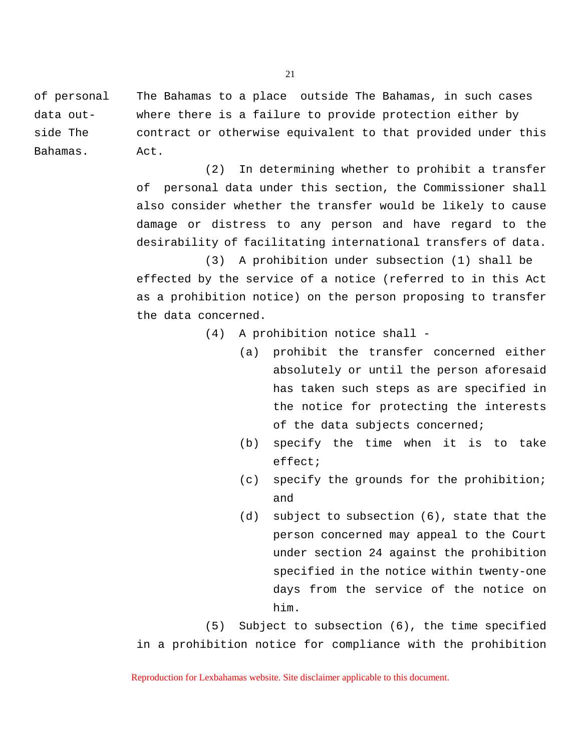of personal data outside The Bahamas.

The Bahamas to a place outside The Bahamas, in such cases where there is a failure to provide protection either by contract or otherwise equivalent to that provided under this Act.

(2) In determining whether to prohibit a transfer of personal data under this section, the Commissioner shall also consider whether the transfer would be likely to cause damage or distress to any person and have regard to the desirability of facilitating international transfers of data.

(3) A prohibition under subsection (1) shall be effected by the service of a notice (referred to in this Act as a prohibition notice) on the person proposing to transfer the data concerned.

(4) A prohibition notice shall -

(a) prohibit the transfer concerned either absolutely or until the person aforesaid has taken such steps as are specified in the notice for protecting the interests of the data subjects concerned;

(b) specify the time when it is to take effect;

(c) specify the grounds for the prohibition; and

(d) subject to subsection (6), state that the person concerned may appeal to the Court under section 24 against the prohibition specified in the notice within twenty-one days from the service of the notice on him.

(5) Subject to subsection (6), the time specified in a prohibition notice for compliance with the prohibition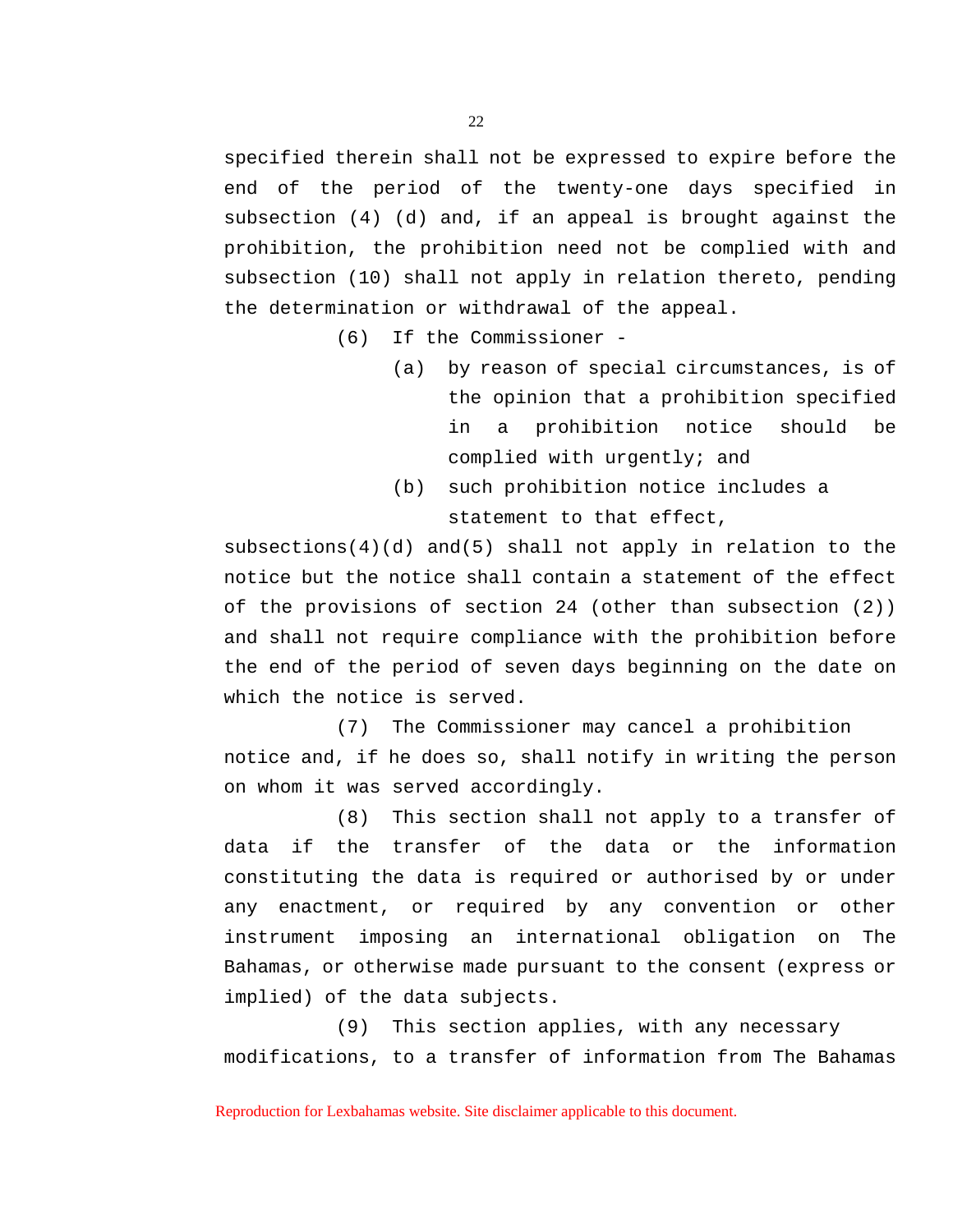specified therein shall not be expressed to expire before the end of the period of the twenty-one days specified in subsection (4) (d) and, if an appeal is brought against the prohibition, the prohibition need not be complied with and subsection (10) shall not apply in relation thereto, pending the determination or withdrawal of the appeal.

(6) If the Commissioner -

(a) by reason of special circumstances, is of the opinion that a prohibition specified in a prohibition notice should be complied with urgently; and

(b) such prohibition notice includes a statement to that effect,

subsections(4)(d) and(5) shall not apply in relation to the notice but the notice shall contain a statement of the effect of the provisions of section 24 (other than subsection (2)) and shall not require compliance with the prohibition before the end of the period of seven days beginning on the date on which the notice is served.

(7) The Commissioner may cancel a prohibition notice and, if he does so, shall notify in writing the person on whom it was served accordingly.

(8) This section shall not apply to a transfer of data if the transfer of the data or the information constituting the data is required or authorised by or under any enactment, or required by any convention or other instrument imposing an international obligation on The Bahamas, or otherwise made pursuant to the consent (express or implied) of the data subjects.

(9) This section applies, with any necessary modifications, to a transfer of information from The Bahamas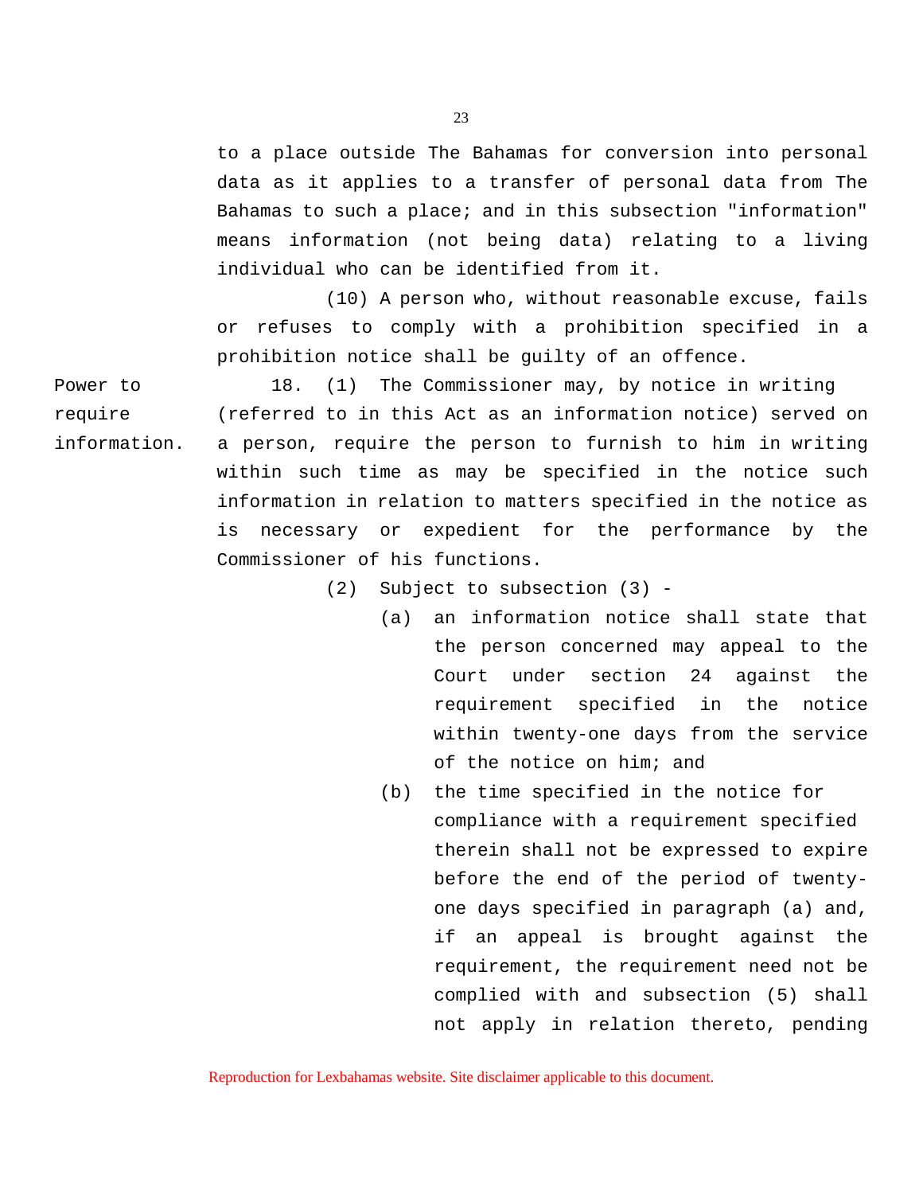to a place outside The Bahamas for conversion into personal data as it applies to a transfer of personal data from The Bahamas to such a place; and in this subsection "information" means information (not being data) relating to a living individual who can be identified from it.

(10) A person who, without reasonable excuse, fails or refuses to comply with a prohibition specified in a prohibition notice shall be guilty of an offence.

**Power to require information.**

18. (1) The Commissioner may, by notice in writing (referred to in this Act as an information notice) served on a person, require the person to furnish to him in writing within such time as may be specified in the notice such information in relation to matters specified in the notice as is necessary or expedient for the performance by the Commissioner of his functions.

(2) Subject to subsection (3) -

(a) an information notice shall state that the person concerned may appeal to the Court under section 24 against the requirement specified in the notice within twenty-one days from the service of the notice on him; and

(b) the time specified in the notice for compliance with a requirement specified therein shall not be expressed to expire before the end of the period of twenty-one days specified in paragraph (a) and, if an appeal is brought against the requirement, the requirement need not be complied with and subsection (5) shall not apply in relation thereto, pending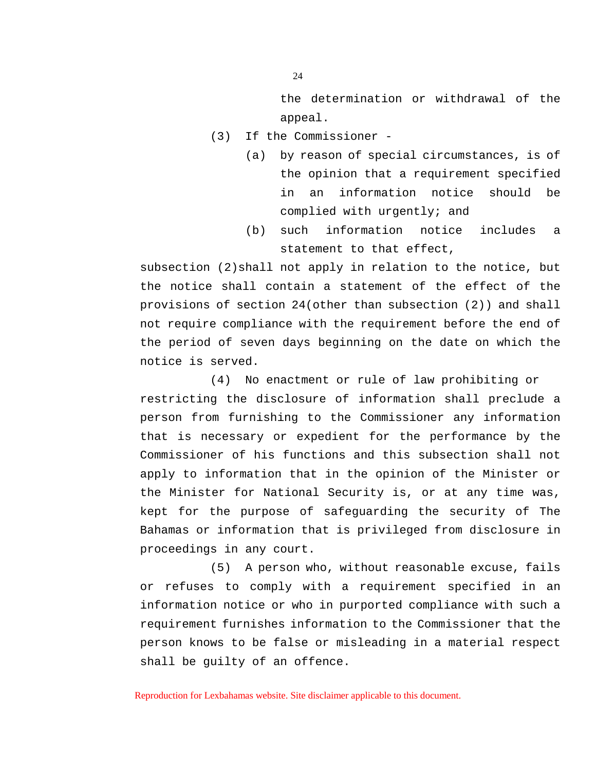the determination or withdrawal of the appeal.

(3) If the Commissioner -

(a) by reason of special circumstances, is of the opinion that a requirement specified in an information notice should be complied with urgently; and

(b) such information notice includes a statement to that effect,

subsection (2)shall not apply in relation to the notice, but the notice shall contain a statement of the effect of the provisions of section 24(other than subsection (2)) and shall not require compliance with the requirement before the end of the period of seven days beginning on the date on which the notice is served.

(4) No enactment or rule of law prohibiting or restricting the disclosure of information shall preclude a person from furnishing to the Commissioner any information that is necessary or expedient for the performance by the Commissioner of his functions and this subsection shall not apply to information that in the opinion of the Minister or the Minister for National Security is, or at any time was, kept for the purpose of safeguarding the security of The Bahamas or information that is privileged from disclosure in proceedings in any court.

(5) A person who, without reasonable excuse, fails or refuses to comply with a requirement specified in an information notice or who in purported compliance with such a requirement furnishes information to the Commissioner that the person knows to be false or misleading in a material respect shall be guilty of an offence.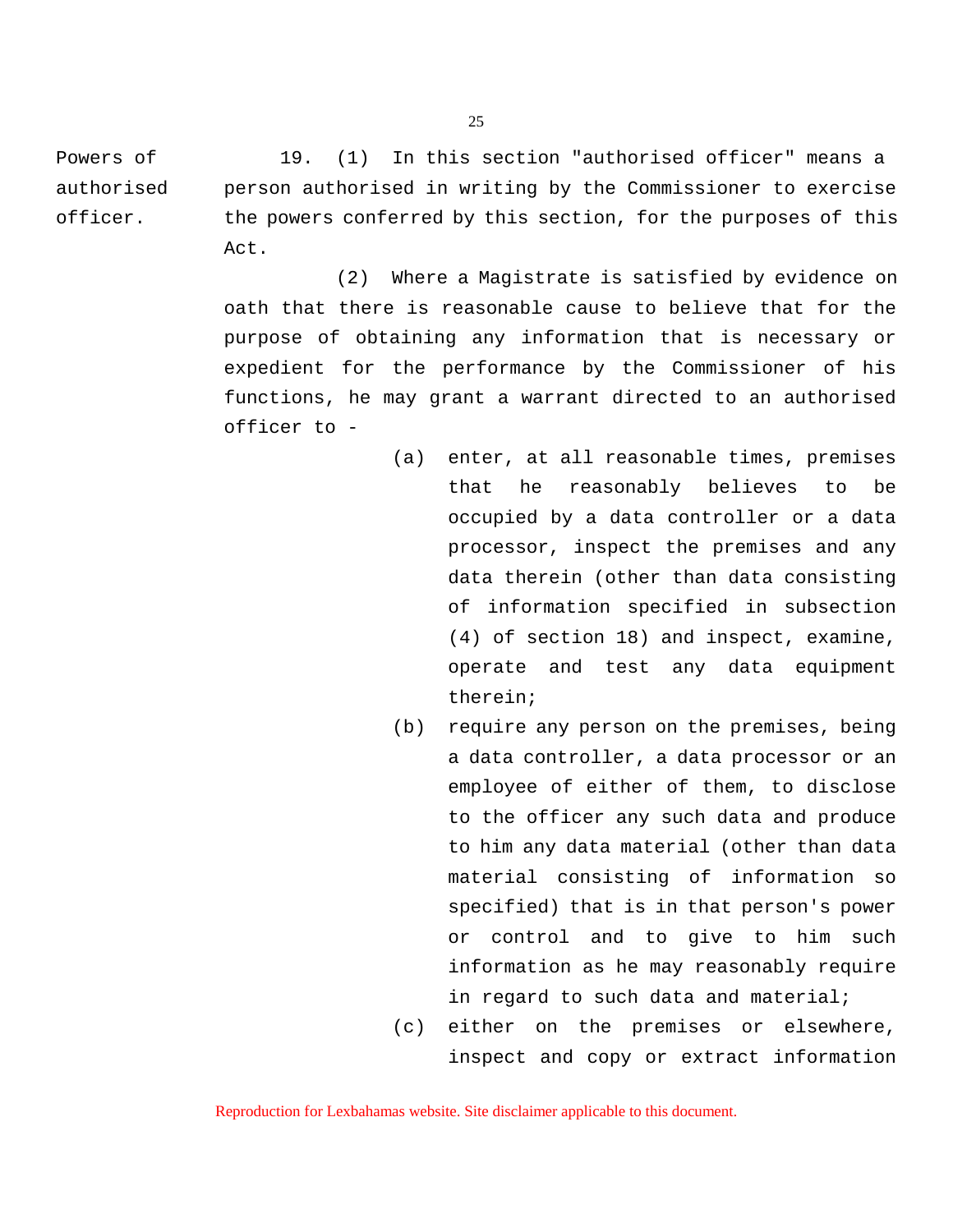**Powers of authorised officer.**

19. (1) In this section "authorised officer" means a person authorised in writing by the Commissioner to exercise the powers conferred by this section, for the purposes of this Act.

(2) Where a Magistrate is satisfied by evidence on oath that there is reasonable cause to believe that for the purpose of obtaining any information that is necessary or expedient for the performance by the Commissioner of his functions, he may grant a warrant directed to an authorised officer to -

(a) enter, at all reasonable times, premises that he reasonably believes to be occupied by a data controller or a data processor, inspect the premises and any data therein (other than data consisting of information specified in subsection (4) of section 18) and inspect, examine, operate and test any data equipment therein;

(b) require any person on the premises, being a data controller, a data processor or an employee of either of them, to disclose to the officer any such data and produce to him any data material (other than data material consisting of information so specified) that is in that person's power or control and to give to him such information as he may reasonably require in regard to such data and material;

(c) either on the premises or elsewhere, inspect and copy or extract information

Reproduction for Lexbahamas website. Site disclaimer applicable to this document.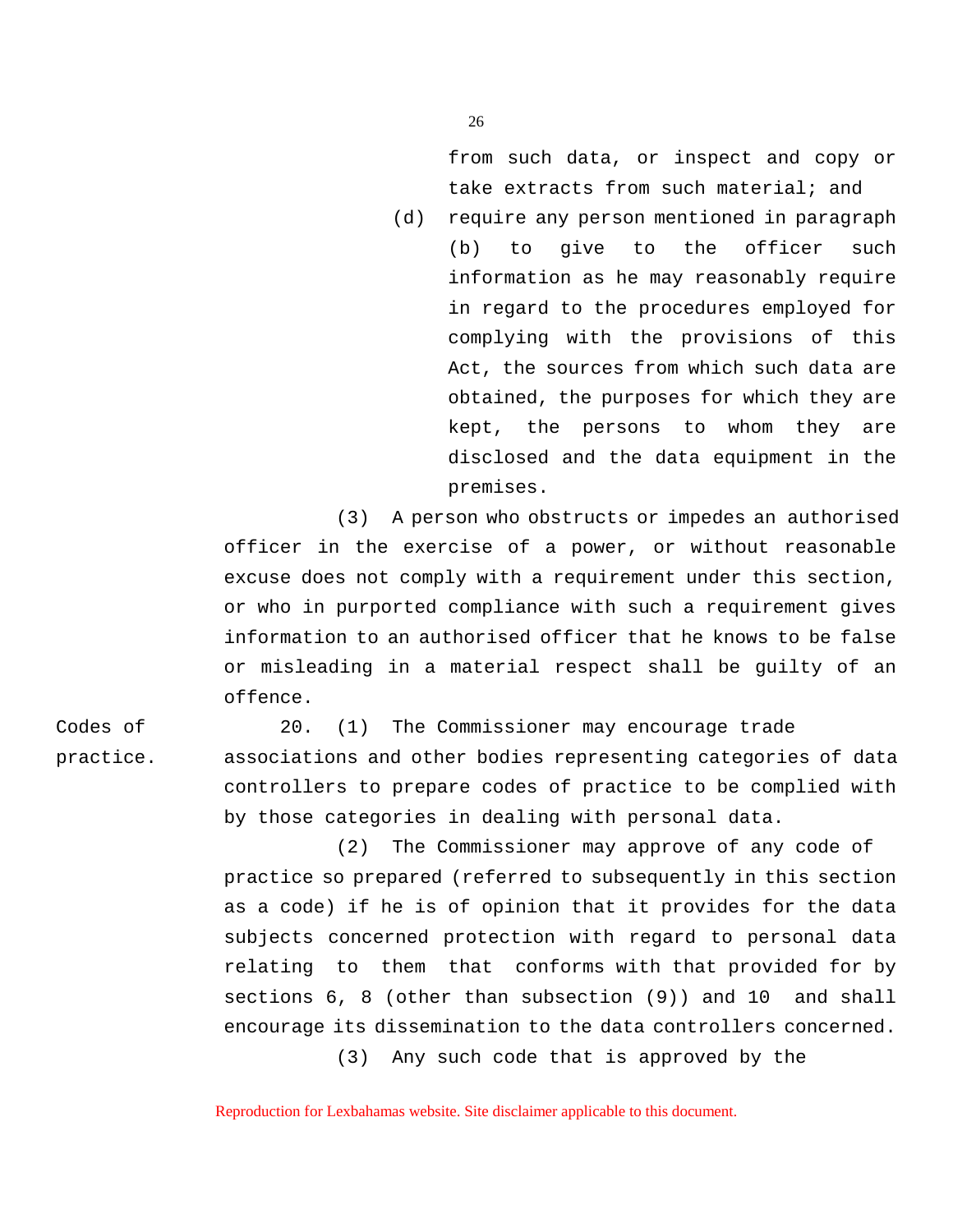from such data, or inspect and copy or take extracts from such material; and

(d) require any person mentioned in paragraph (b) to give to the officer such information as he may reasonably require in regard to the procedures employed for complying with the provisions of this Act, the sources from which such data are obtained, the purposes for which they are kept, the persons to whom they are disclosed and the data equipment in the premises.

(3) A person who obstructs or impedes an authorised officer in the exercise of a power, or without reasonable excuse does not comply with a requirement under this section, or who in purported compliance with such a requirement gives information to an authorised officer that he knows to be false or misleading in a material respect shall be guilty of an offence.

**Codes of practice.**

20. (1) The Commissioner may encourage trade associations and other bodies representing categories of data controllers to prepare codes of practice to be complied with by those categories in dealing with personal data.

(2) The Commissioner may approve of any code of practice so prepared (referred to subsequently in this section as a code) if he is of opinion that it provides for the data subjects concerned protection with regard to personal data relating to them that conforms with that provided for by sections 6, 8 (other than subsection (9)) and 10 and shall encourage its dissemination to the data controllers concerned.

(3) Any such code that is approved by the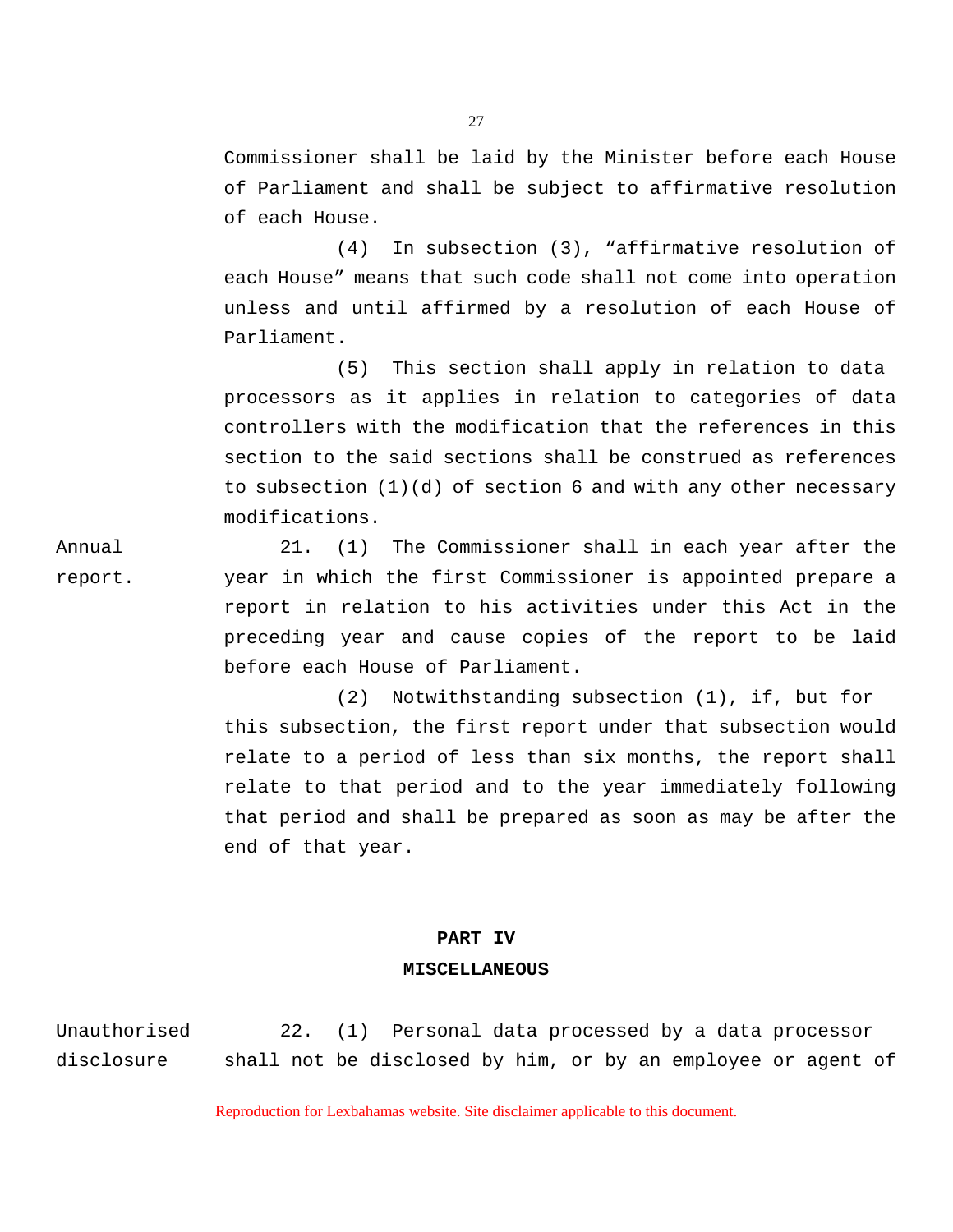Commissioner shall be laid by the Minister before each House of Parliament and shall be subject to affirmative resolution of each House.

(4) In subsection (3), “affirmative resolution of each House” means that such code shall not come into operation unless and until affirmed by a resolution of each House of Parliament.

(5) This section shall apply in relation to data processors as it applies in relation to categories of data controllers with the modification that the references in this section to the said sections shall be construed as references to subsection (1)(d) of section 6 and with any other necessary modifications.

Annual report.

21. (1) The Commissioner shall in each year after the year in which the first Commissioner is appointed prepare a report in relation to his activities under this Act in the preceding year and cause copies of the report to be laid before each House of Parliament.

(2) Notwithstanding subsection (1), if, but for this subsection, the first report under that subsection would relate to a period of less than six months, the report shall relate to that period and to the year immediately following that period and shall be prepared as soon as may be after the end of that year.

## PART IV
## MISCELLANEOUS

Unauthorised disclosure

22. (1) Personal data processed by a data processor shall not be disclosed by him, or by an employee or agent of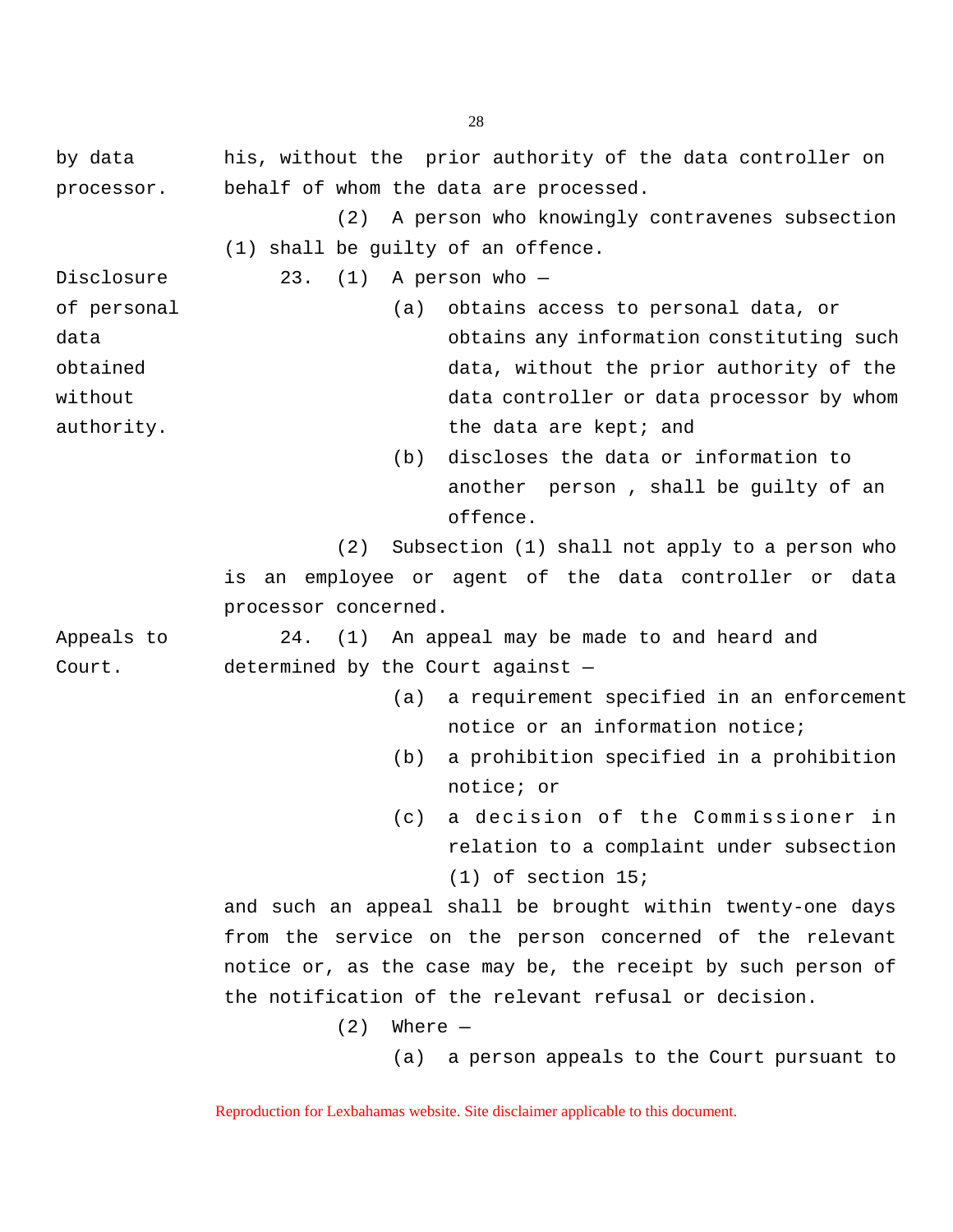his, without the prior authority of the data controller on behalf of whom the data are processed.

(2) A person who knowingly contravenes subsection (1) shall be guilty of an offence.

**Disclosure of personal data obtained without authority.**

23. (1) A person who —

(a) obtains access to personal data, or obtains any information constituting such data, without the prior authority of the data controller or data processor by whom the data are kept; and

(b) discloses the data or information to another person, shall be guilty of an offence.

(2) Subsection (1) shall not apply to a person who is an employee or agent of the data controller or data processor concerned.

**Appeals to Court.**

24. (1) An appeal may be made to and heard and determined by the Court against —

(a) a requirement specified in an enforcement notice or an information notice;

(b) a prohibition specified in a prohibition notice; or

(c) a decision of the Commissioner in relation to a complaint under subsection (1) of section 15;

and such an appeal shall be brought within twenty-one days from the service on the person concerned of the relevant notice or, as the case may be, the receipt by such person of the notification of the relevant refusal or decision.

(2) Where —

(a) a person appeals to the Court pursuant to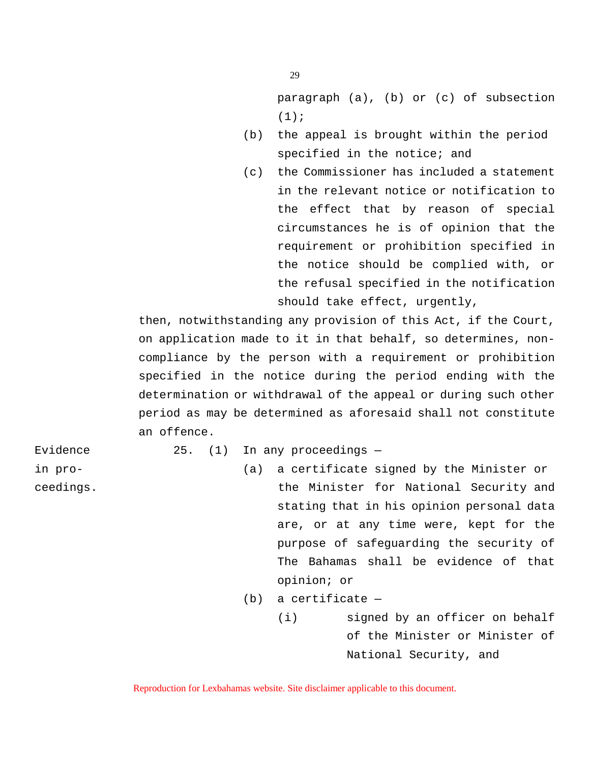paragraph (a), (b) or (c) of subsection (1);

(b) the appeal is brought within the period specified in the notice; and

(c) the Commissioner has included a statement in the relevant notice or notification to the effect that by reason of special circumstances he is of opinion that the requirement or prohibition specified in the notice should be complied with, or the refusal specified in the notification should take effect, urgently,

then, notwithstanding any provision of this Act, if the Court, on application made to it in that behalf, so determines, non-compliance by the person with a requirement or prohibition specified in the notice during the period ending with the determination or withdrawal of the appeal or during such other period as may be determined as aforesaid shall not constitute an offence.

Evidence in proceedings.

25. (1) In any proceedings —

(a) a certificate signed by the Minister or the Minister for National Security and stating that in his opinion personal data are, or at any time were, kept for the purpose of safeguarding the security of The Bahamas shall be evidence of that opinion; or

(b) a certificate —

(i) signed by an officer on behalf of the Minister or Minister of National Security, and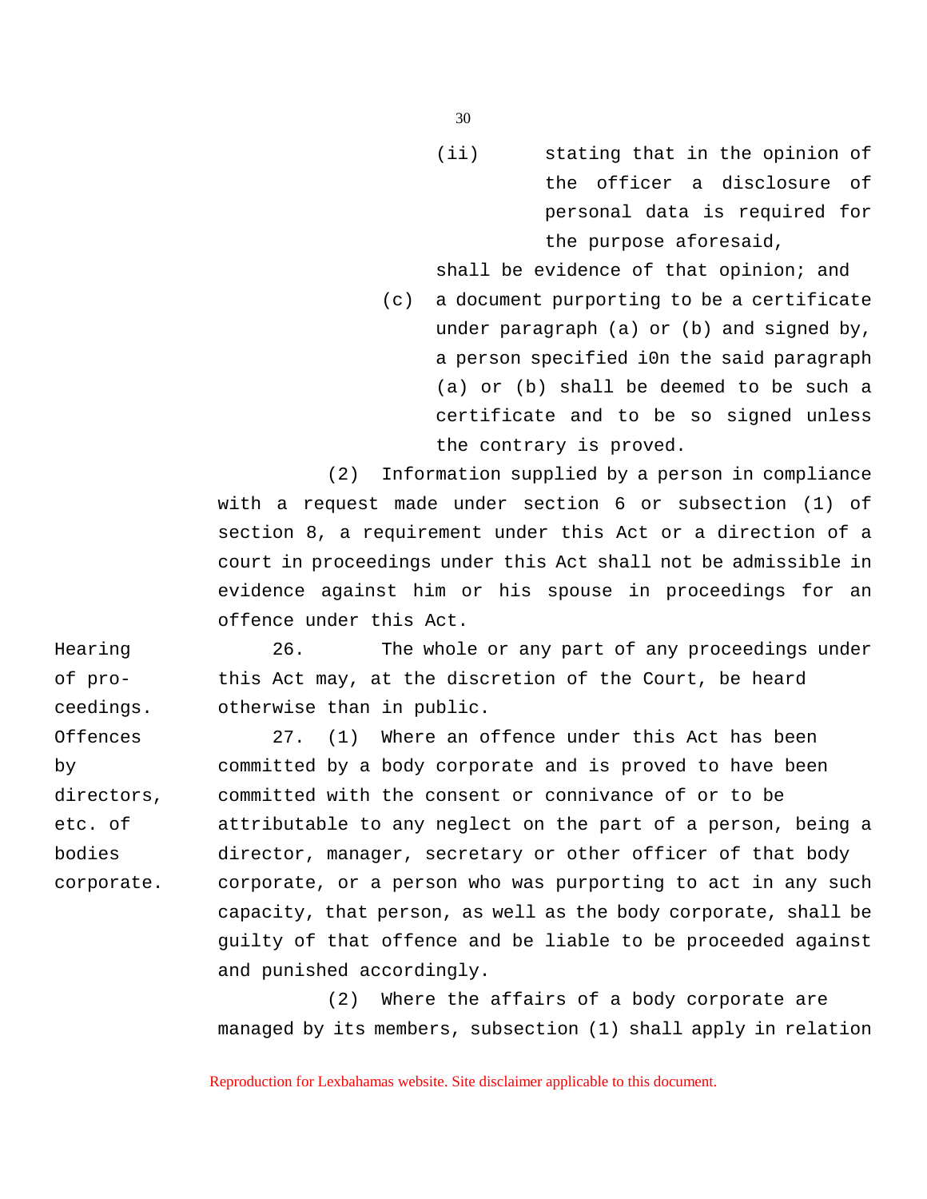(ii) stating that in the opinion of the officer a disclosure of personal data is required for the purpose aforesaid,

shall be evidence of that opinion; and

(c) a document purporting to be a certificate under paragraph (a) or (b) and signed by, a person specified i0n the said paragraph (a) or (b) shall be deemed to be such a certificate and to be so signed unless the contrary is proved.

(2) Information supplied by a person in compliance with a request made under section 6 or subsection (1) of section 8, a requirement under this Act or a direction of a court in proceedings under this Act shall not be admissible in evidence against him or his spouse in proceedings for an offence under this Act.

**Hearing of proceedings.**

26. The whole or any part of any proceedings under this Act may, at the discretion of the Court, be heard otherwise than in public.

**Offences by directors, etc. of bodies corporate.**

27. (1) Where an offence under this Act has been committed by a body corporate and is proved to have been committed with the consent or connivance of or to be attributable to any neglect on the part of a person, being a director, manager, secretary or other officer of that body corporate, or a person who was purporting to act in any such capacity, that person, as well as the body corporate, shall be guilty of that offence and be liable to be proceeded against and punished accordingly.

(2) Where the affairs of a body corporate are managed by its members, subsection (1) shall apply in relation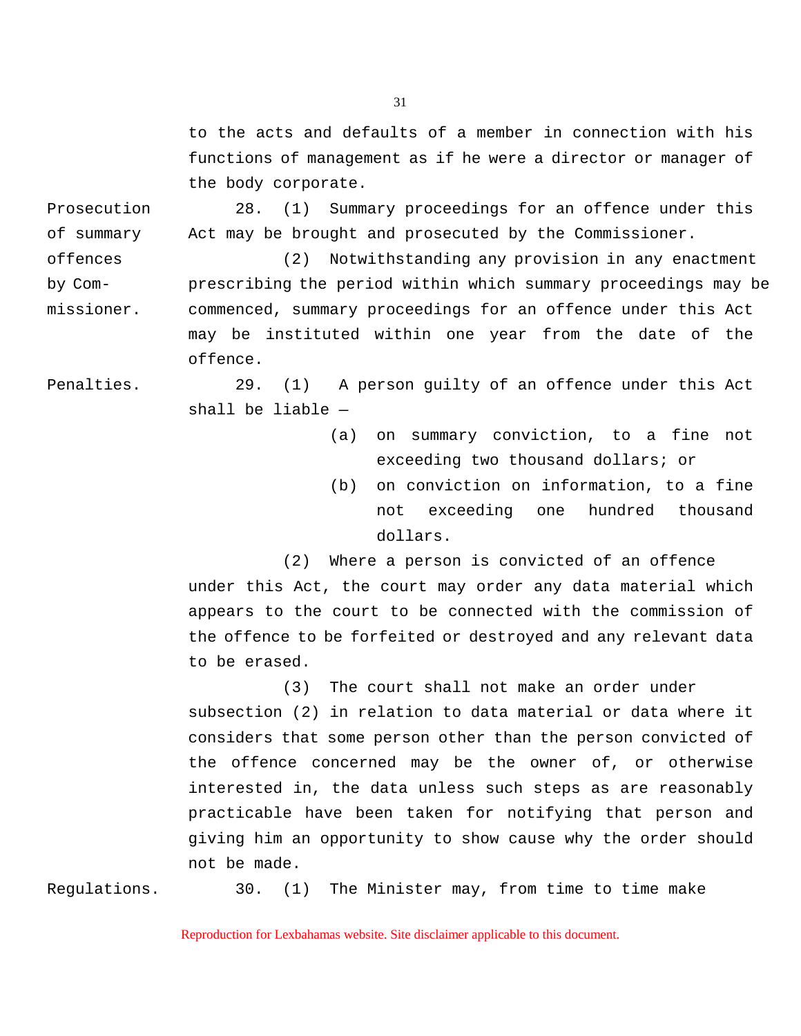to the acts and defaults of a member in connection with his functions of management as if he were a director or manager of the body corporate.

**Prosecution of summary offences by Commissioner.**

28. (1) Summary proceedings for an offence under this Act may be brought and prosecuted by the Commissioner.

(2) Notwithstanding any provision in any enactment prescribing the period within which summary proceedings may be commenced, summary proceedings for an offence under this Act may be instituted within one year from the date of the offence.

**Penalties.**

29. (1) A person guilty of an offence under this Act shall be liable —

(a) on summary conviction, to a fine not exceeding two thousand dollars; or

(b) on conviction on information, to a fine not exceeding one hundred thousand dollars.

(2) Where a person is convicted of an offence under this Act, the court may order any data material which appears to the court to be connected with the commission of the offence to be forfeited or destroyed and any relevant data to be erased.

(3) The court shall not make an order under subsection (2) in relation to data material or data where it considers that some person other than the person convicted of the offence concerned may be the owner of, or otherwise interested in, the data unless such steps as are reasonably practicable have been taken for notifying that person and giving him an opportunity to show cause why the order should not be made.

**Regulations.**

30. (1) The Minister may, from time to time make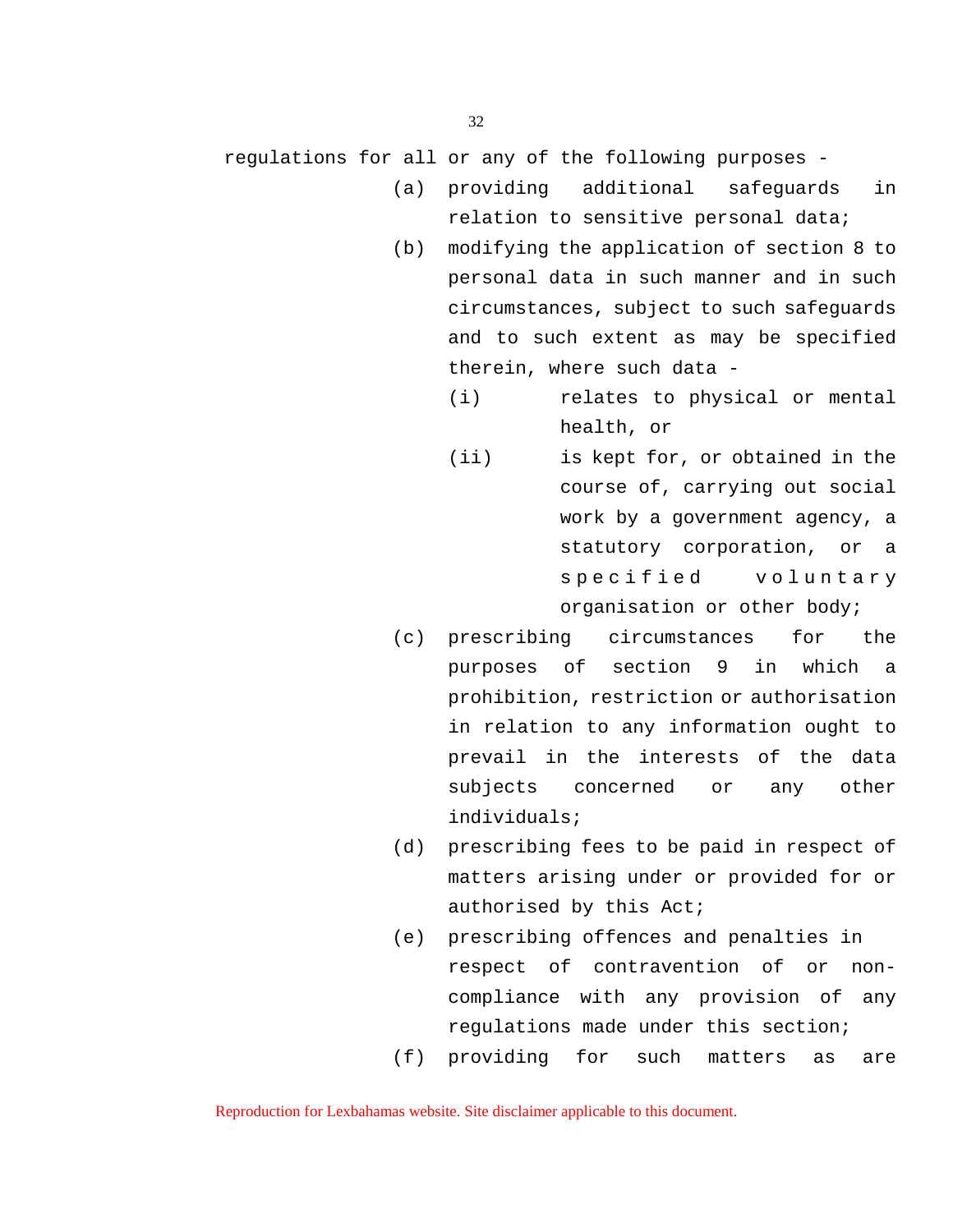regulations for all or any of the following purposes -

(a) providing additional safeguards in relation to sensitive personal data;

(b) modifying the application of section 8 to personal data in such manner and in such circumstances, subject to such safeguards and to such extent as may be specified therein, where such data -

  (i) relates to physical or mental health, or

  (ii) is kept for, or obtained in the course of, carrying out social work by a government agency, a statutory corporation, or a specified voluntary organisation or other body;

(c) prescribing circumstances for the purposes of section 9 in which a prohibition, restriction or authorisation in relation to any information ought to prevail in the interests of the data subjects concerned or any other individuals;

(d) prescribing fees to be paid in respect of matters arising under or provided for or authorised by this Act;

(e) prescribing offences and penalties in respect of contravention of or non-compliance with any provision of any regulations made under this section;

(f) providing for such matters as are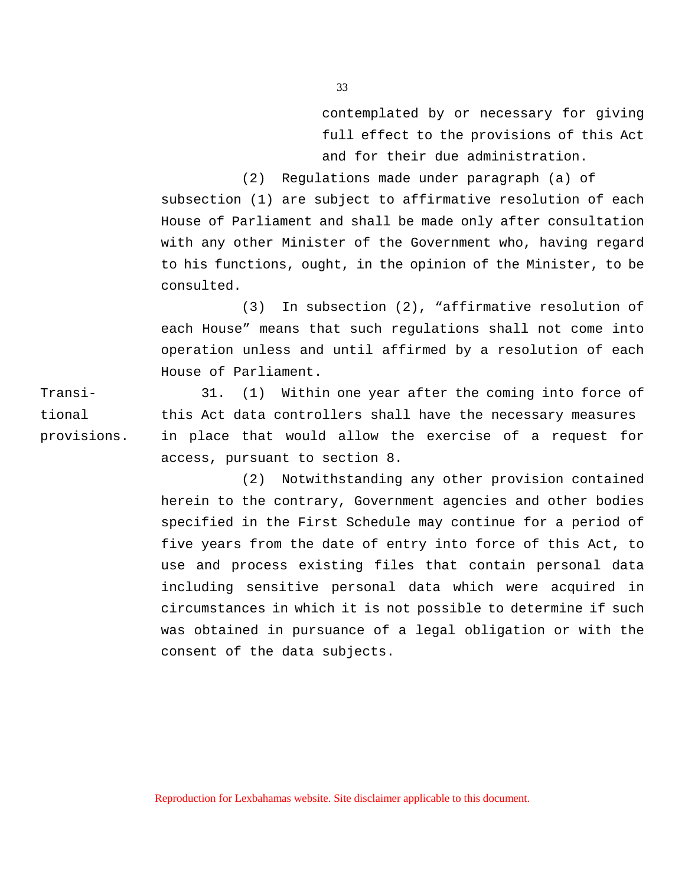contemplated by or necessary for giving full effect to the provisions of this Act and for their due administration.

(2) Regulations made under paragraph (a) of subsection (1) are subject to affirmative resolution of each House of Parliament and shall be made only after consultation with any other Minister of the Government who, having regard to his functions, ought, in the opinion of the Minister, to be consulted.

(3) In subsection (2), "affirmative resolution of each House" means that such regulations shall not come into operation unless and until affirmed by a resolution of each House of Parliament.

*Transitional provisions.*

31. (1) Within one year after the coming into force of this Act data controllers shall have the necessary measures in place that would allow the exercise of a request for access, pursuant to section 8.

(2) Notwithstanding any other provision contained herein to the contrary, Government agencies and other bodies specified in the First Schedule may continue for a period of five years from the date of entry into force of this Act, to use and process existing files that contain personal data including sensitive personal data which were acquired in circumstances in which it is not possible to determine if such was obtained in pursuance of a legal obligation or with the consent of the data subjects.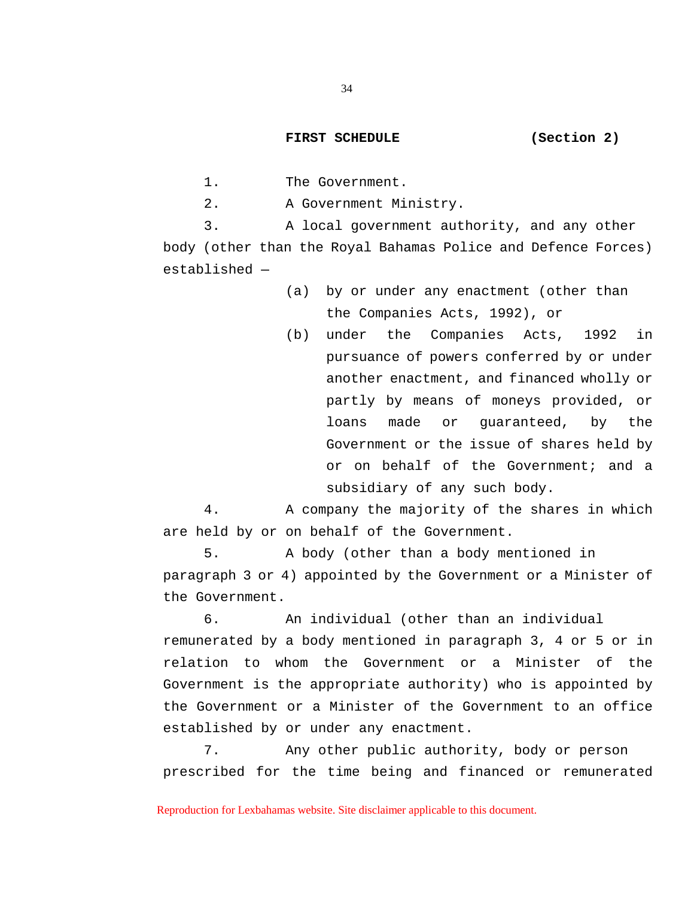**FIRST SCHEDULE** **(Section 2)**

1. The Government.

2. A Government Ministry.

3. A local government authority, and any other body (other than the Royal Bahamas Police and Defence Forces) established —

   (a) by or under any enactment (other than the Companies Acts, 1992), or

   (b) under the Companies Acts, 1992 in pursuance of powers conferred by or under another enactment, and financed wholly or partly by means of moneys provided, or loans made or guaranteed, by the Government or the issue of shares held by or on behalf of the Government; and a subsidiary of any such body.

4. A company the majority of the shares in which are held by or on behalf of the Government.

5. A body (other than a body mentioned in paragraph 3 or 4) appointed by the Government or a Minister of the Government.

6. An individual (other than an individual remunerated by a body mentioned in paragraph 3, 4 or 5 or in relation to whom the Government or a Minister of the Government is the appropriate authority) who is appointed by the Government or a Minister of the Government to an office established by or under any enactment.

7. Any other public authority, body or person prescribed for the time being and financed or remunerated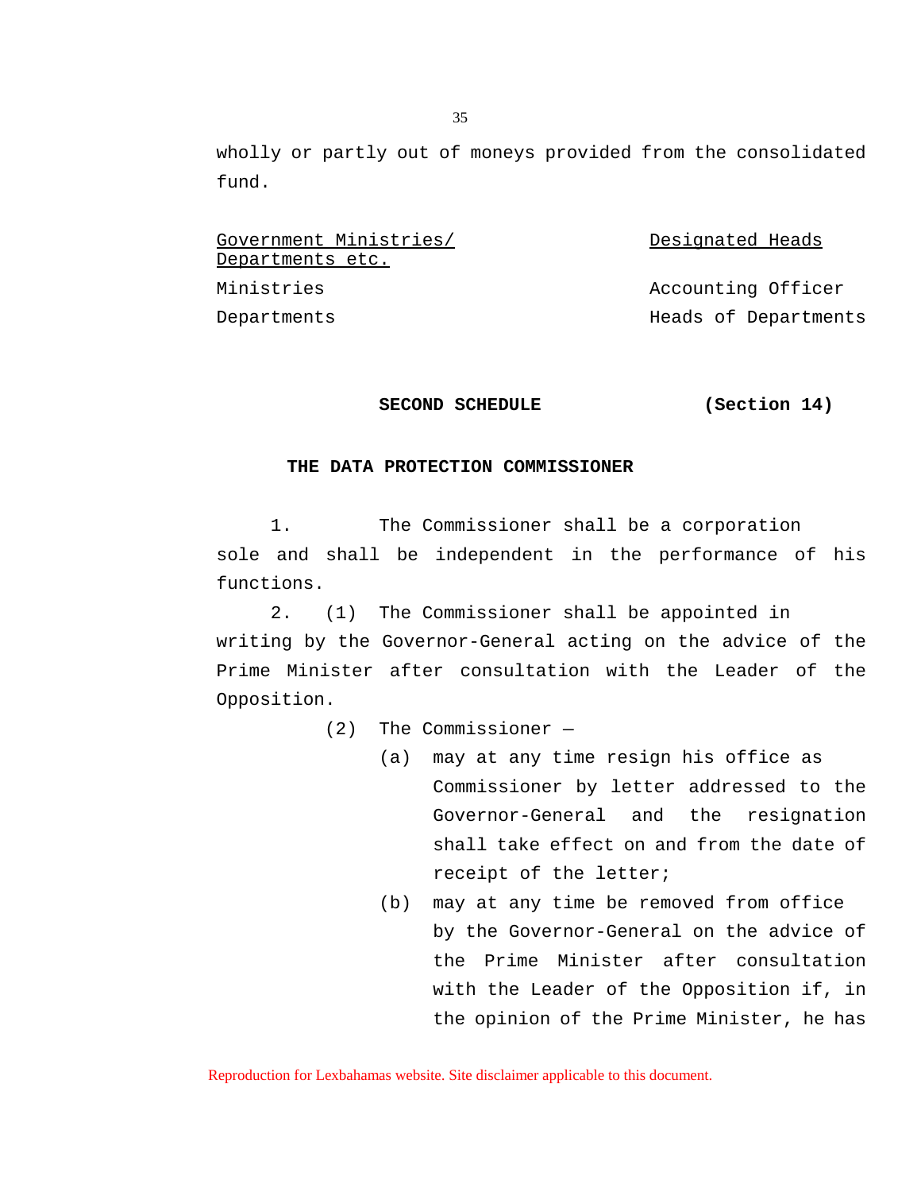wholly or partly out of moneys provided from the consolidated fund.

| Government Ministries/ Departments etc. | Designated Heads |
|---|---|
| Ministries | Accounting Officer |
| Departments | Heads of Departments |

## SECOND SCHEDULE (Section 14)

### THE DATA PROTECTION COMMISSIONER

1. The Commissioner shall be a corporation sole and shall be independent in the performance of his functions.

2. (1) The Commissioner shall be appointed in writing by the Governor-General acting on the advice of the Prime Minister after consultation with the Leader of the Opposition.

(2) The Commissioner —

(a) may at any time resign his office as Commissioner by letter addressed to the Governor-General and the resignation shall take effect on and from the date of receipt of the letter;

(b) may at any time be removed from office by the Governor-General on the advice of the Prime Minister after consultation with the Leader of the Opposition if, in the opinion of the Prime Minister, he has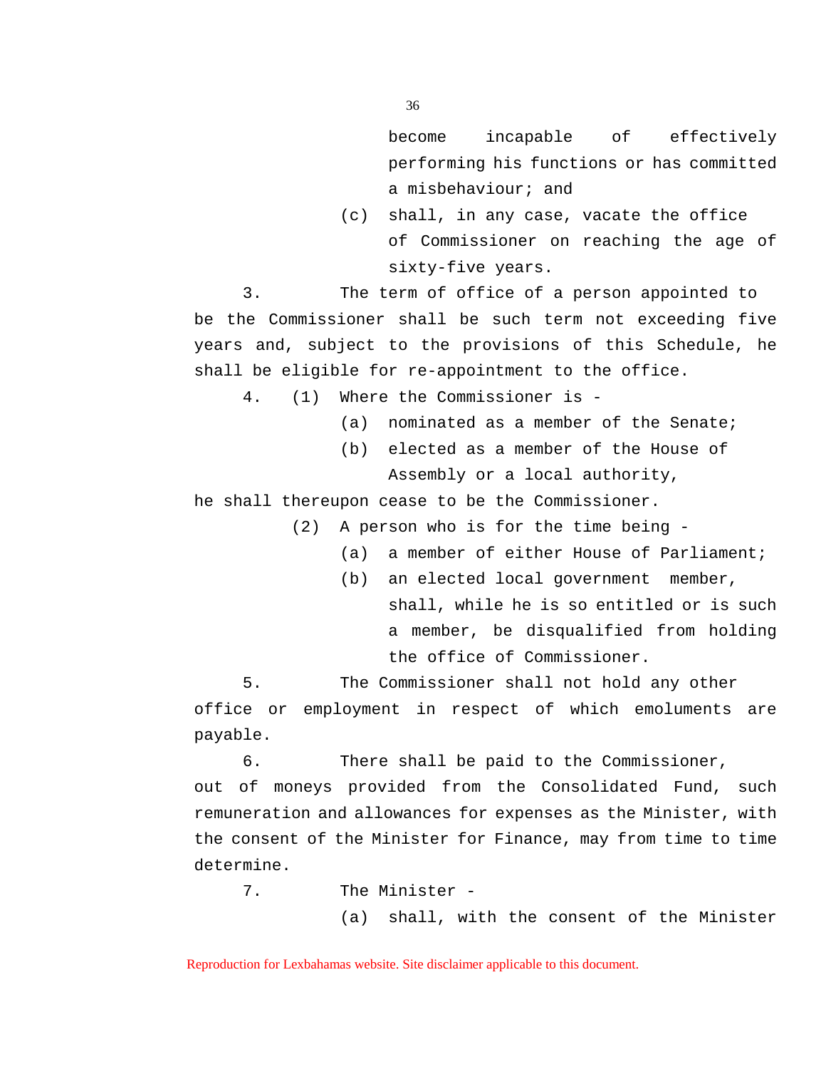become incapable of effectively performing his functions or has committed a misbehaviour; and

(c) shall, in any case, vacate the office of Commissioner on reaching the age of sixty-five years.

3. The term of office of a person appointed to be the Commissioner shall be such term not exceeding five years and, subject to the provisions of this Schedule, he shall be eligible for re-appointment to the office.

4. (1) Where the Commissioner is -

(a) nominated as a member of the Senate;

(b) elected as a member of the House of Assembly or a local authority,

he shall thereupon cease to be the Commissioner.

(2) A person who is for the time being -

(a) a member of either House of Parliament;

(b) an elected local government member,

shall, while he is so entitled or is such a member, be disqualified from holding the office of Commissioner.

5. The Commissioner shall not hold any other office or employment in respect of which emoluments are payable.

6. There shall be paid to the Commissioner, out of moneys provided from the Consolidated Fund, such remuneration and allowances for expenses as the Minister, with the consent of the Minister for Finance, may from time to time determine.

7. The Minister -

(a) shall, with the consent of the Minister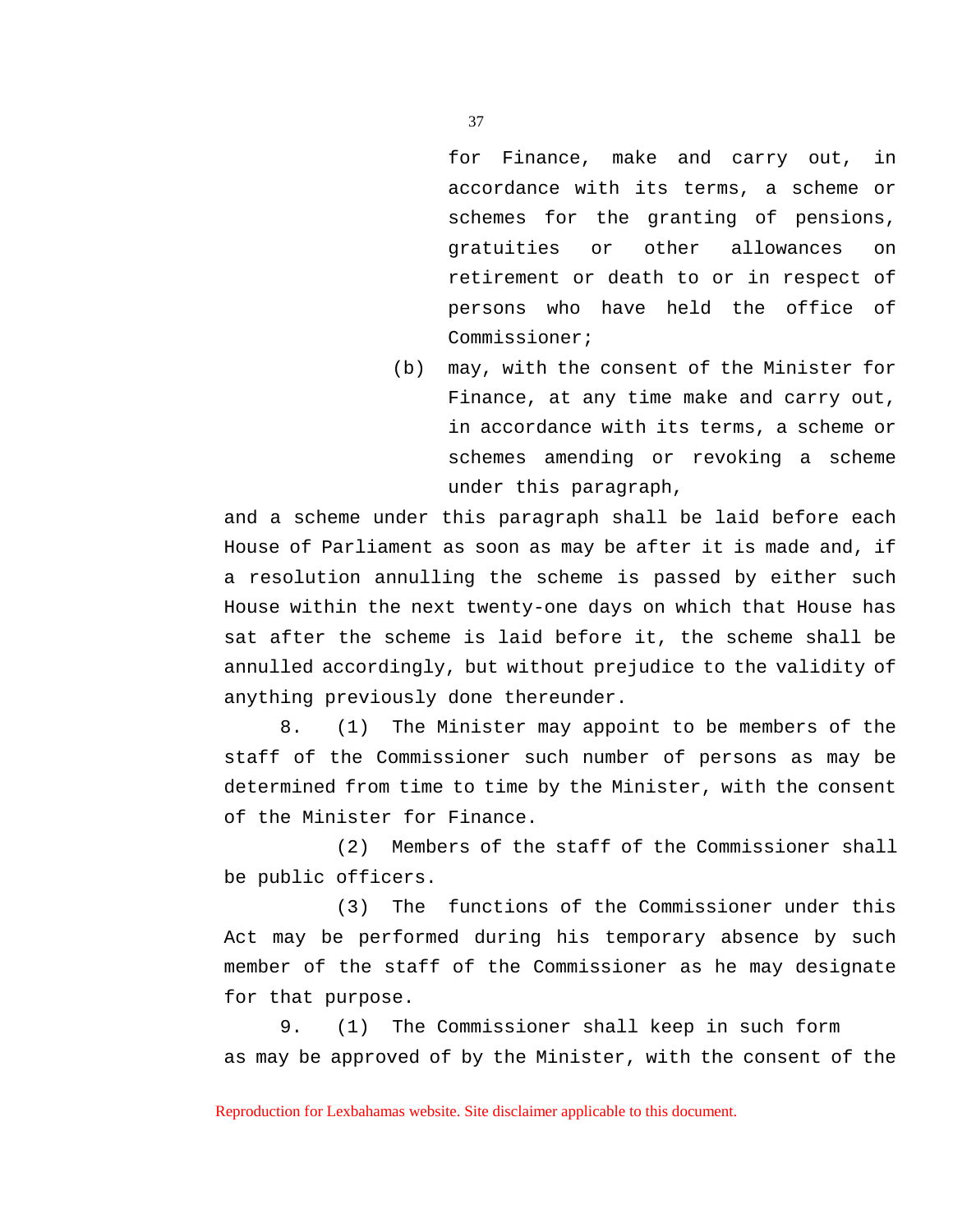for Finance, make and carry out, in accordance with its terms, a scheme or schemes for the granting of pensions, gratuities or other allowances on retirement or death to or in respect of persons who have held the office of Commissioner;

(b) may, with the consent of the Minister for Finance, at any time make and carry out, in accordance with its terms, a scheme or schemes amending or revoking a scheme under this paragraph,

and a scheme under this paragraph shall be laid before each House of Parliament as soon as may be after it is made and, if a resolution annulling the scheme is passed by either such House within the next twenty-one days on which that House has sat after the scheme is laid before it, the scheme shall be annulled accordingly, but without prejudice to the validity of anything previously done thereunder.

8. (1) The Minister may appoint to be members of the staff of the Commissioner such number of persons as may be determined from time to time by the Minister, with the consent of the Minister for Finance.

(2) Members of the staff of the Commissioner shall be public officers.

(3) The functions of the Commissioner under this Act may be performed during his temporary absence by such member of the staff of the Commissioner as he may designate for that purpose.

9. (1) The Commissioner shall keep in such form as may be approved of by the Minister, with the consent of the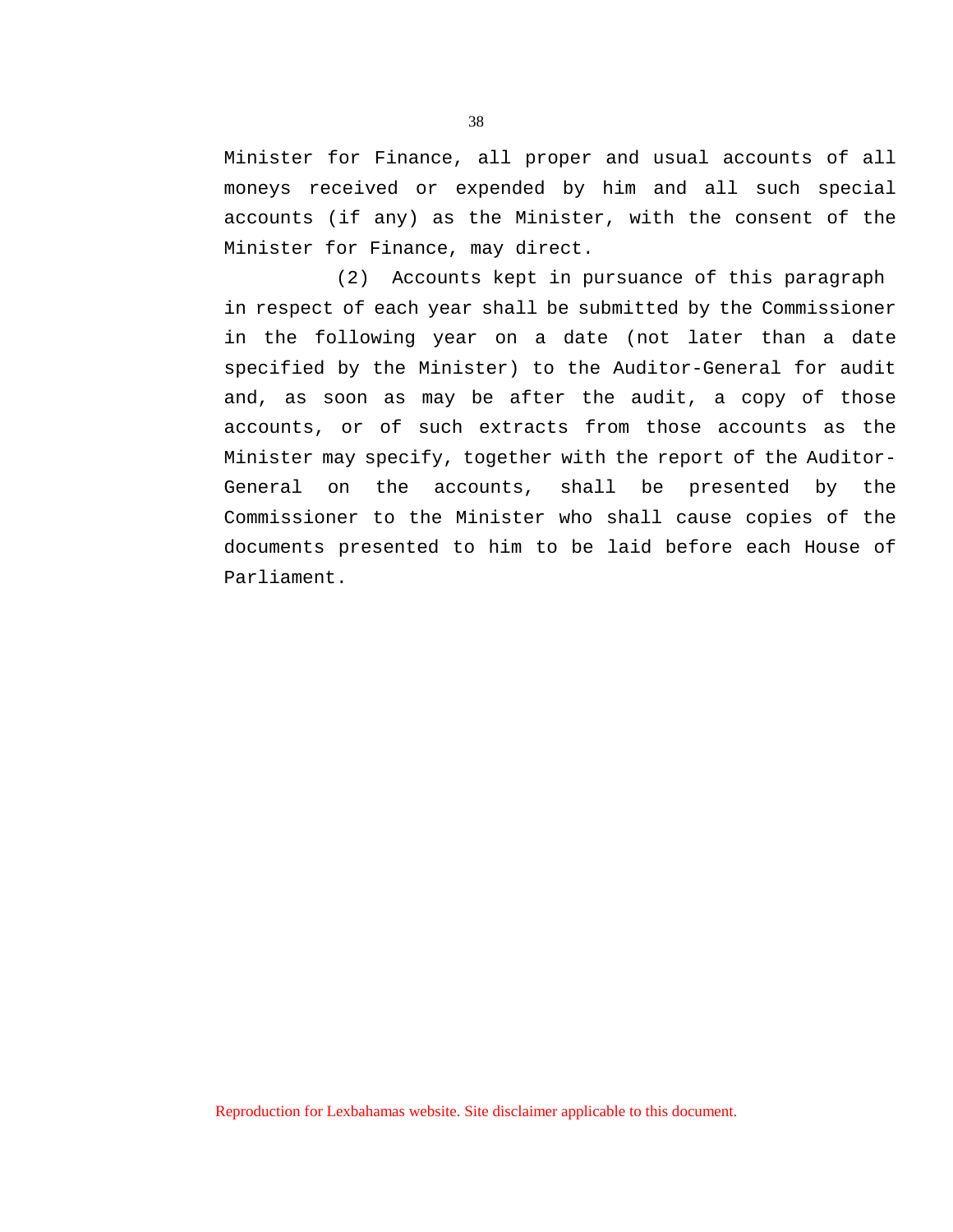Minister for Finance, all proper and usual accounts of all moneys received or expended by him and all such special accounts (if any) as the Minister, with the consent of the Minister for Finance, may direct.

(2) Accounts kept in pursuance of this paragraph in respect of each year shall be submitted by the Commissioner in the following year on a date (not later than a date specified by the Minister) to the Auditor-General for audit and, as soon as may be after the audit, a copy of those accounts, or of such extracts from those accounts as the Minister may specify, together with the report of the Auditor-General on the accounts, shall be presented by the Commissioner to the Minister who shall cause copies of the documents presented to him to be laid before each House of Parliament.